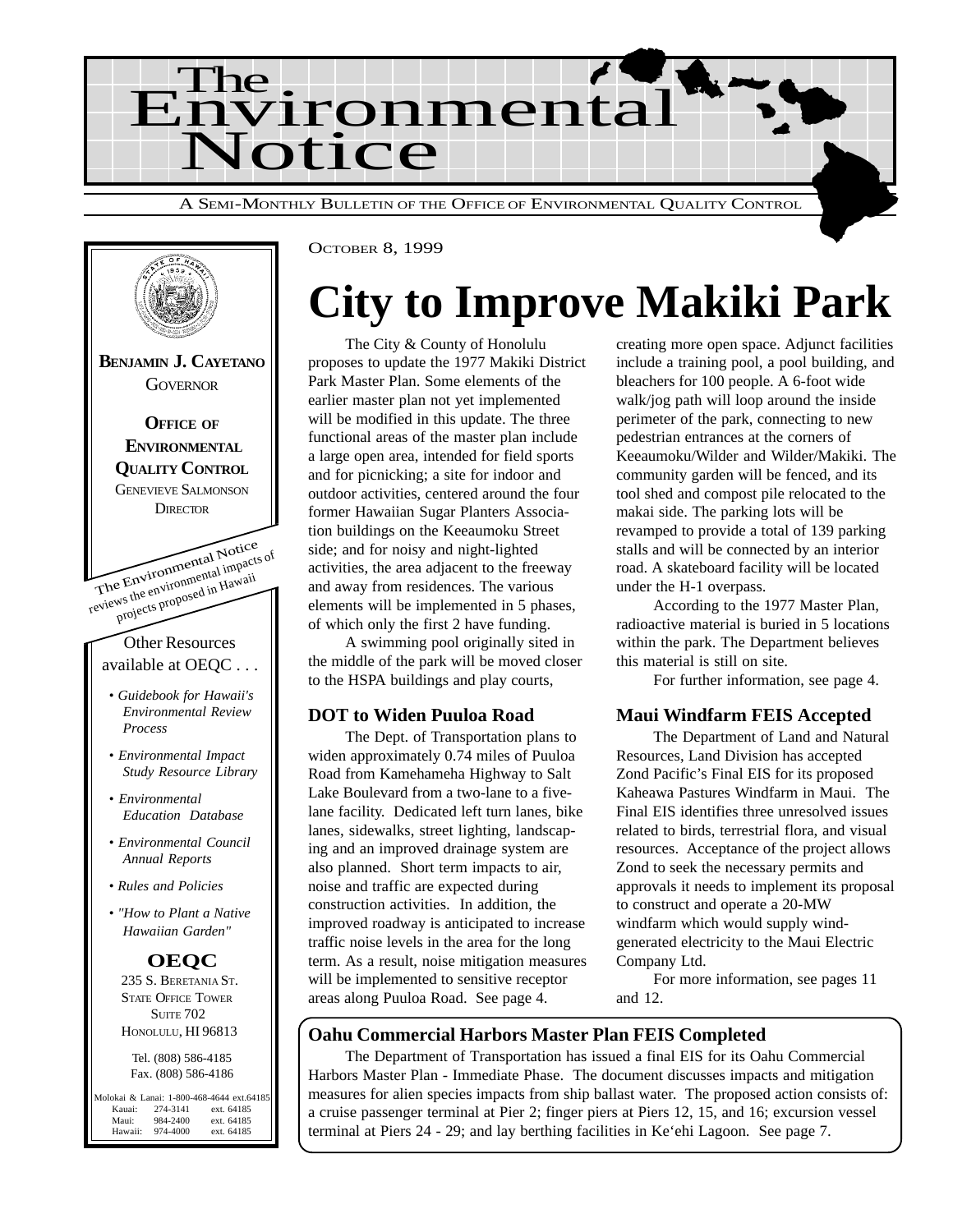# The Environmental Notice

A SEMI-MONTHLY BULLETIN OF THE OFFICE OF ENVIRONMENTAL QUALITY CONTROL

OCTOBER 8, 1999

**BENJAMIN J. CAYETANO**
GOVERNOR

**OFFICE OF ENVIRONMENTAL QUALITY CONTROL**
GENEVIEVE SALMONSON
DIRECTOR

The Environmental Notice reviews the environmental impacts of projects proposed in Hawaii

Other Resources available at OEQC . . .

- *Guidebook for Hawaii's Environmental Review Process*
- *Environmental Impact Study Resource Library*
- *Environmental Education Database*
- *Environmental Council Annual Reports*
- *Rules and Policies*
- *"How to Plant a Native Hawaiian Garden"*

**OEQC**
235 S. BERETANIA ST.
STATE OFFICE TOWER
SUITE 702
HONOLULU, HI 96813

Tel. (808) 586-4185
Fax. (808) 586-4186

| | | |
|---|---|---|
| Molokai & Lanai: | 1-800-468-4644 | ext.64185 |
| Kauai: | 274-3141 | ext. 64185 |
| Maui: | 984-2400 | ext. 64185 |
| Hawaii: | 974-4000 | ext. 64185 |

# City to Improve Makiki Park

The City & County of Honolulu proposes to update the 1977 Makiki District Park Master Plan. Some elements of the earlier master plan not yet implemented will be modified in this update. The three functional areas of the master plan include a large open area, intended for field sports and for picnicking; a site for indoor and outdoor activities, centered around the four former Hawaiian Sugar Planters Association buildings on the Keeaumoku Street side; and for noisy and night-lighted activities, the area adjacent to the freeway and away from residences. The various elements will be implemented in 5 phases, of which only the first 2 have funding.

A swimming pool originally sited in the middle of the park will be moved closer to the HSPA buildings and play courts, creating more open space. Adjunct facilities include a training pool, a pool building, and bleachers for 100 people. A 6-foot wide walk/jog path will loop around the inside perimeter of the park, connecting to new pedestrian entrances at the corners of Keeaumoku/Wilder and Wilder/Makiki. The community garden will be fenced, and its tool shed and compost pile relocated to the makai side. The parking lots will be revamped to provide a total of 139 parking stalls and will be connected by an interior road. A skateboard facility will be located under the H-1 overpass.

According to the 1977 Master Plan, radioactive material is buried in 5 locations within the park. The Department believes this material is still on site.

For further information, see page 4.

### DOT to Widen Puuloa Road

The Dept. of Transportation plans to widen approximately 0.74 miles of Puuloa Road from Kamehameha Highway to Salt Lake Boulevard from a two-lane to a five-lane facility. Dedicated left turn lanes, bike lanes, sidewalks, street lighting, landscaping and an improved drainage system are also planned. Short term impacts to air, noise and traffic are expected during construction activities. In addition, the improved roadway is anticipated to increase traffic noise levels in the area for the long term. As a result, noise mitigation measures will be implemented to sensitive receptor areas along Puuloa Road. See page 4.

### Maui Windfarm FEIS Accepted

The Department of Land and Natural Resources, Land Division has accepted Zond Pacific's Final EIS for its proposed Kaheawa Pastures Windfarm in Maui. The Final EIS identifies three unresolved issues related to birds, terrestrial flora, and visual resources. Acceptance of the project allows Zond to seek the necessary permits and approvals it needs to implement its proposal to construct and operate a 20-MW windfarm which would supply wind-generated electricity to the Maui Electric Company Ltd.

For more information, see pages 11 and 12.

### Oahu Commercial Harbors Master Plan FEIS Completed

The Department of Transportation has issued a final EIS for its Oahu Commercial Harbors Master Plan - Immediate Phase. The document discusses impacts and mitigation measures for alien species impacts from ship ballast water. The proposed action consists of: a cruise passenger terminal at Pier 2; finger piers at Piers 12, 15, and 16; excursion vessel terminal at Piers 24 - 29; and lay berthing facilities in Ke'ehi Lagoon. See page 7.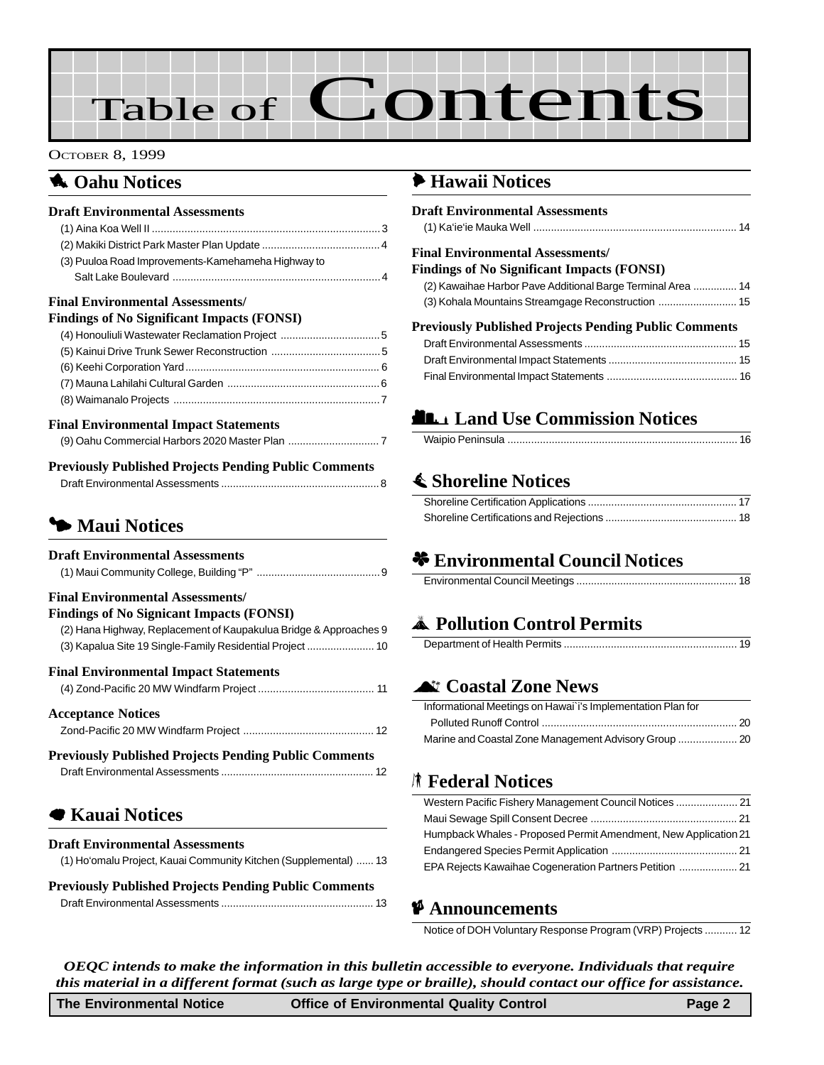# Table of Contents

October 8, 1999

## Oahu Notices

### Draft Environmental Assessments

(1) Aina Koa Well II ..... 3
(2) Makiki District Park Master Plan Update ..... 4
(3) Puuloa Road Improvements-Kamehameha Highway to Salt Lake Boulevard ..... 4

### Final Environmental Assessments/ Findings of No Significant Impacts (FONSI)

(4) Honouliuli Wastewater Reclamation Project ..... 5
(5) Kainui Drive Trunk Sewer Reconstruction ..... 5
(6) Keehi Corporation Yard ..... 6
(7) Mauna Lahilahi Cultural Garden ..... 6
(8) Waimanalo Projects ..... 7

### Final Environmental Impact Statements

(9) Oahu Commercial Harbors 2020 Master Plan ..... 7

### Previously Published Projects Pending Public Comments

Draft Environmental Assessments ..... 8

## Maui Notices

### Draft Environmental Assessments

(1) Maui Community College, Building "P" ..... 9

### Final Environmental Assessments/ Findings of No Signicant Impacts (FONSI)

(2) Hana Highway, Replacement of Kaupakulua Bridge & Approaches 9
(3) Kapalua Site 19 Single-Family Residential Project ..... 10

### Final Environmental Impact Statements

(4) Zond-Pacific 20 MW Windfarm Project ..... 11

### Acceptance Notices

Zond-Pacific 20 MW Windfarm Project ..... 12

### Previously Published Projects Pending Public Comments

Draft Environmental Assessments ..... 12

## Kauai Notices

### Draft Environmental Assessments

(1) Ho'omalu Project, Kauai Community Kitchen (Supplemental) ..... 13

### Previously Published Projects Pending Public Comments

Draft Environmental Assessments ..... 13

## Hawaii Notices

### Draft Environmental Assessments

(1) Ka'ie'ie Mauka Well ..... 14

### Final Environmental Assessments/ Findings of No Significant Impacts (FONSI)

(2) Kawaihae Harbor Pave Additional Barge Terminal Area ..... 14
(3) Kohala Mountains Streamgage Reconstruction ..... 15

### Previously Published Projects Pending Public Comments

Draft Environmental Assessments ..... 15
Draft Environmental Impact Statements ..... 15
Final Environmental Impact Statements ..... 16

## Land Use Commission Notices

Waipio Peninsula ..... 16

## Shoreline Notices

Shoreline Certification Applications ..... 17
Shoreline Certifications and Rejections ..... 18

## Environmental Council Notices

Environmental Council Meetings ..... 18

## Pollution Control Permits

Department of Health Permits ..... 19

## Coastal Zone News

Informational Meetings on Hawai`i's Implementation Plan for Polluted Runoff Control ..... 20
Marine and Coastal Zone Management Advisory Group ..... 20

## Federal Notices

Western Pacific Fishery Management Council Notices ..... 21
Maui Sewage Spill Consent Decree ..... 21
Humpback Whales - Proposed Permit Amendment, New Application 21
Endangered Species Permit Application ..... 21
EPA Rejects Kawaihae Cogeneration Partners Petition ..... 21

## Announcements

Notice of DOH Voluntary Response Program (VRP) Projects ..... 12

***OEQC intends to make the information in this bulletin accessible to everyone. Individuals that require this material in a different format (such as large type or braille), should contact our office for assistance.***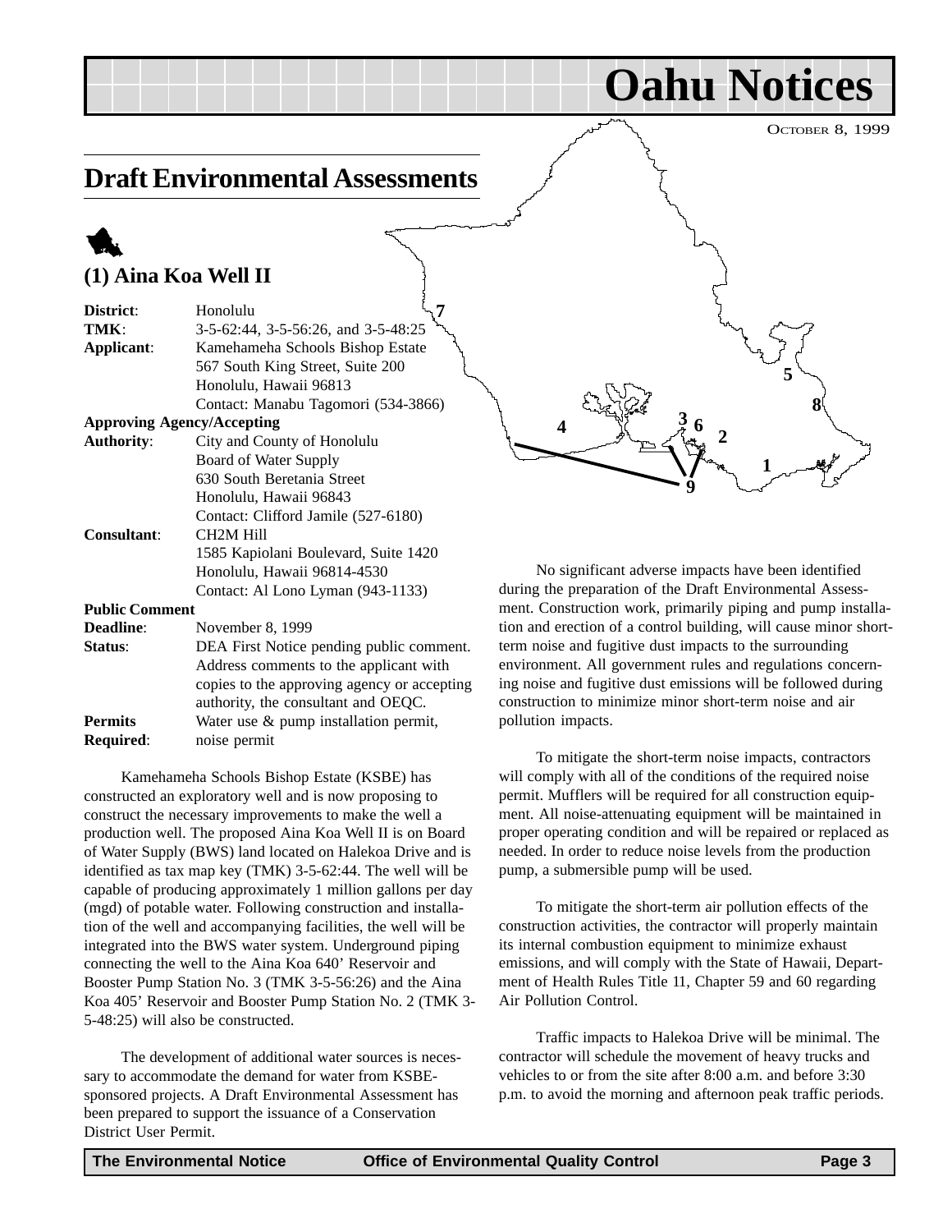# Oahu Notices

October 8, 1999

## Draft Environmental Assessments

### (1) Aina Koa Well II

| | |
|---|---|
| **District**: | Honolulu |
| **TMK**: | 3-5-62:44, 3-5-56:26, and 3-5-48:25 |
| **Applicant**: | Kamehameha Schools Bishop Estate<br>567 South King Street, Suite 200<br>Honolulu, Hawaii 96813<br>Contact: Manabu Tagomori (534-3866) |
| **Approving Agency/Accepting Authority**: | City and County of Honolulu<br>Board of Water Supply<br>630 South Beretania Street<br>Honolulu, Hawaii 96843<br>Contact: Clifford Jamile (527-6180) |
| **Consultant**: | CH2M Hill<br>1585 Kapiolani Boulevard, Suite 1420<br>Honolulu, Hawaii 96814-4530<br>Contact: Al Lono Lyman (943-1133) |
| **Public Comment Deadline**: | November 8, 1999 |
| **Status**: | DEA First Notice pending public comment. Address comments to the applicant with copies to the approving agency or accepting authority, the consultant and OEQC. |
| **Permits Required**: | Water use & pump installation permit, noise permit |

Kamehameha Schools Bishop Estate (KSBE) has constructed an exploratory well and is now proposing to construct the necessary improvements to make the well a production well. The proposed Aina Koa Well II is on Board of Water Supply (BWS) land located on Halekoa Drive and is identified as tax map key (TMK) 3-5-62:44. The well will be capable of producing approximately 1 million gallons per day (mgd) of potable water. Following construction and installation of the well and accompanying facilities, the well will be integrated into the BWS water system. Underground piping connecting the well to the Aina Koa 640' Reservoir and Booster Pump Station No. 3 (TMK 3-5-56:26) and the Aina Koa 405' Reservoir and Booster Pump Station No. 2 (TMK 3-5-48:25) will also be constructed.

The development of additional water sources is necessary to accommodate the demand for water from KSBE-sponsored projects. A Draft Environmental Assessment has been prepared to support the issuance of a Conservation District User Permit.

No significant adverse impacts have been identified during the preparation of the Draft Environmental Assessment. Construction work, primarily piping and pump installation and erection of a control building, will cause minor short-term noise and fugitive dust impacts to the surrounding environment. All government rules and regulations concerning noise and fugitive dust emissions will be followed during construction to minimize minor short-term noise and air pollution impacts.

To mitigate the short-term noise impacts, contractors will comply with all of the conditions of the required noise permit. Mufflers will be required for all construction equipment. All noise-attenuating equipment will be maintained in proper operating condition and will be repaired or replaced as needed. In order to reduce noise levels from the production pump, a submersible pump will be used.

To mitigate the short-term air pollution effects of the construction activities, the contractor will properly maintain its internal combustion equipment to minimize exhaust emissions, and will comply with the State of Hawaii, Department of Health Rules Title 11, Chapter 59 and 60 regarding Air Pollution Control.

Traffic impacts to Halekoa Drive will be minimal. The contractor will schedule the movement of heavy trucks and vehicles to or from the site after 8:00 a.m. and before 3:30 p.m. to avoid the morning and afternoon peak traffic periods.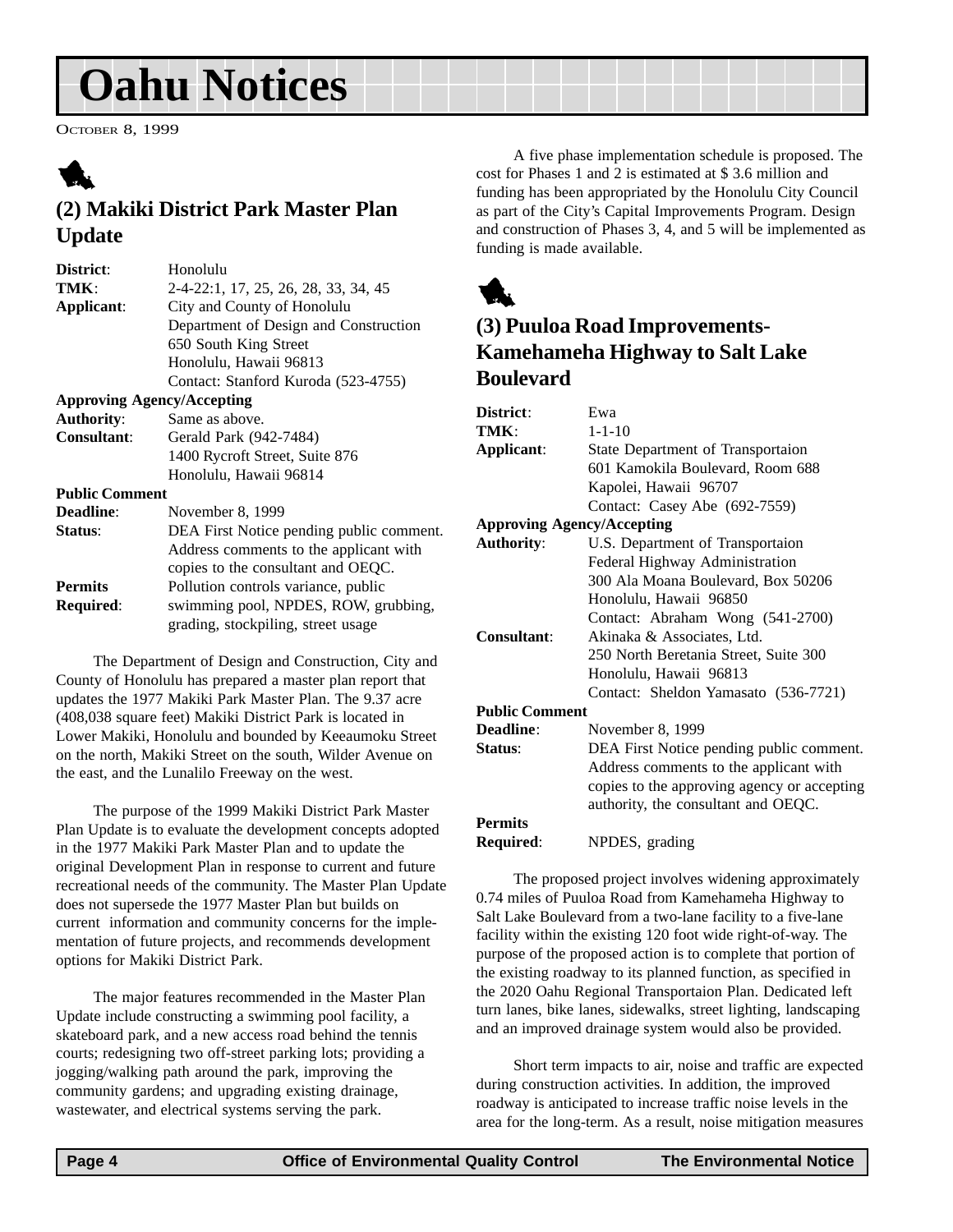# Oahu Notices

October 8, 1999

## (2) Makiki District Park Master Plan Update

**District**: Honolulu
**TMK**: 2-4-22:1, 17, 25, 26, 28, 33, 34, 45
**Applicant**: City and County of Honolulu
Department of Design and Construction
650 South King Street
Honolulu, Hawaii 96813
Contact: Stanford Kuroda (523-4755)

**Approving Agency/Accepting Authority**: Same as above.
**Consultant**: Gerald Park (942-7484)
1400 Rycroft Street, Suite 876
Honolulu, Hawaii 96814

**Public Comment Deadline**: November 8, 1999
**Status**: DEA First Notice pending public comment. Address comments to the applicant with copies to the consultant and OEQC.
**Permits Required**: Pollution controls variance, public swimming pool, NPDES, ROW, grubbing, grading, stockpiling, street usage

The Department of Design and Construction, City and County of Honolulu has prepared a master plan report that updates the 1977 Makiki Park Master Plan. The 9.37 acre (408,038 square feet) Makiki District Park is located in Lower Makiki, Honolulu and bounded by Keeaumoku Street on the north, Makiki Street on the south, Wilder Avenue on the east, and the Lunalilo Freeway on the west.

The purpose of the 1999 Makiki District Park Master Plan Update is to evaluate the development concepts adopted in the 1977 Makiki Park Master Plan and to update the original Development Plan in response to current and future recreational needs of the community. The Master Plan Update does not supersede the 1977 Master Plan but builds on current information and community concerns for the implementation of future projects, and recommends development options for Makiki District Park.

The major features recommended in the Master Plan Update include constructing a swimming pool facility, a skateboard park, and a new access road behind the tennis courts; redesigning two off-street parking lots; providing a jogging/walking path around the park, improving the community gardens; and upgrading existing drainage, wastewater, and electrical systems serving the park.

A five phase implementation schedule is proposed. The cost for Phases 1 and 2 is estimated at $ 3.6 million and funding has been appropriated by the Honolulu City Council as part of the City's Capital Improvements Program. Design and construction of Phases 3, 4, and 5 will be implemented as funding is made available.

## (3) Puuloa Road Improvements-Kamehameha Highway to Salt Lake Boulevard

**District**: Ewa
**TMK**: 1-1-10
**Applicant**: State Department of Transportaion
601 Kamokila Boulevard, Room 688
Kapolei, Hawaii 96707
Contact: Casey Abe (692-7559)

**Approving Agency/Accepting Authority**: U.S. Department of Transportaion
Federal Highway Administration
300 Ala Moana Boulevard, Box 50206
Honolulu, Hawaii 96850
Contact: Abraham Wong (541-2700)
**Consultant**: Akinaka & Associates, Ltd.
250 North Beretania Street, Suite 300
Honolulu, Hawaii 96813
Contact: Sheldon Yamasato (536-7721)

**Public Comment Deadline**: November 8, 1999
**Status**: DEA First Notice pending public comment. Address comments to the applicant with copies to the approving agency or accepting authority, the consultant and OEQC.
**Permits Required**: NPDES, grading

The proposed project involves widening approximately 0.74 miles of Puuloa Road from Kamehameha Highway to Salt Lake Boulevard from a two-lane facility to a five-lane facility within the existing 120 foot wide right-of-way. The purpose of the proposed action is to complete that portion of the existing roadway to its planned function, as specified in the 2020 Oahu Regional Transportaion Plan. Dedicated left turn lanes, bike lanes, sidewalks, street lighting, landscaping and an improved drainage system would also be provided.

Short term impacts to air, noise and traffic are expected during construction activities. In addition, the improved roadway is anticipated to increase traffic noise levels in the area for the long-term. As a result, noise mitigation measures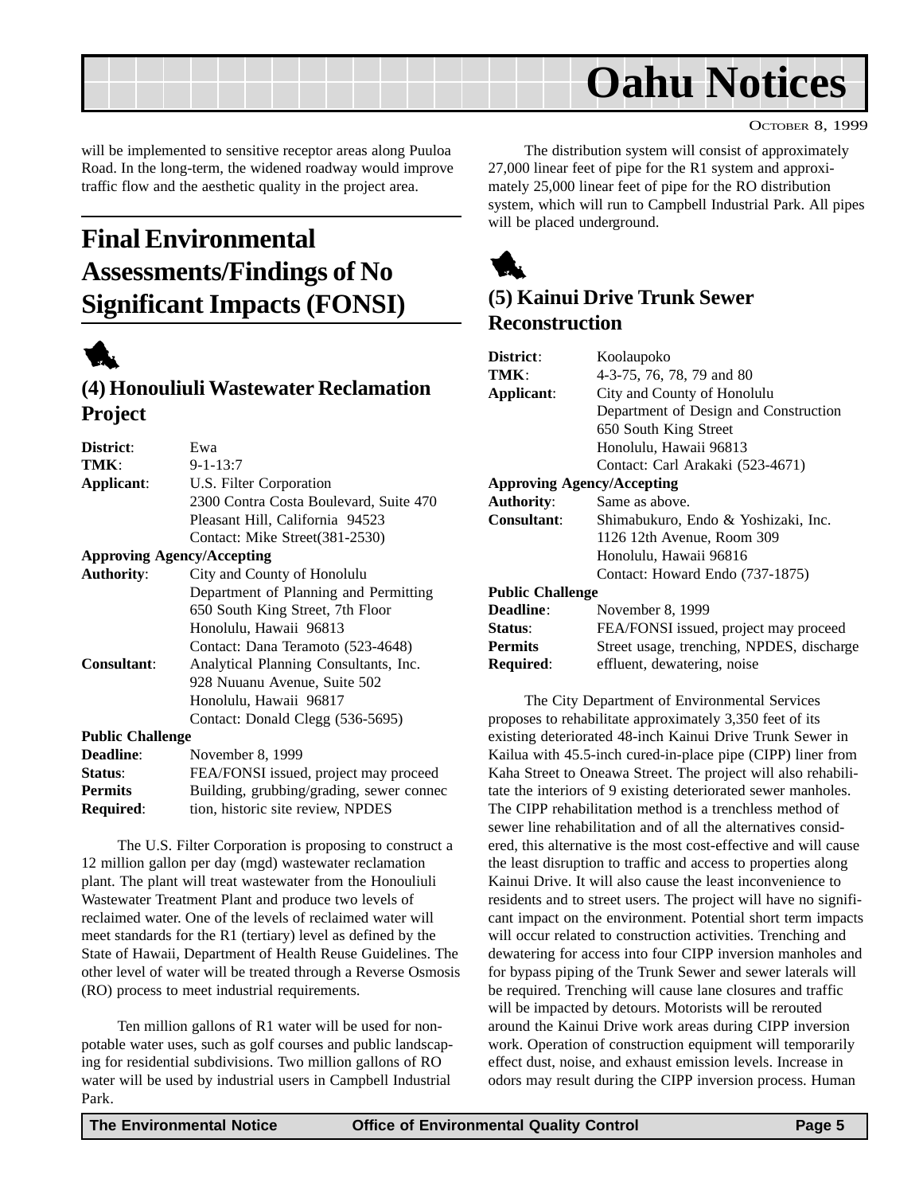will be implemented to sensitive receptor areas along Puuloa Road. In the long-term, the widened roadway would improve traffic flow and the aesthetic quality in the project area.

# Final Environmental Assessments/Findings of No Significant Impacts (FONSI)

## (4) Honouliuli Wastewater Reclamation Project

**District**: Ewa
**TMK**: 9-1-13:7
**Applicant**: U.S. Filter Corporation
2300 Contra Costa Boulevard, Suite 470
Pleasant Hill, California 94523
Contact: Mike Street(381-2530)
**Approving Agency/Accepting Authority**: City and County of Honolulu
Department of Planning and Permitting
650 South King Street, 7th Floor
Honolulu, Hawaii 96813
Contact: Dana Teramoto (523-4648)
**Consultant**: Analytical Planning Consultants, Inc.
928 Nuuanu Avenue, Suite 502
Honolulu, Hawaii 96817
Contact: Donald Clegg (536-5695)
**Public Challenge Deadline**: November 8, 1999
**Status**: FEA/FONSI issued, project may proceed
**Permits Required**: Building, grubbing/grading, sewer connection, historic site review, NPDES

The U.S. Filter Corporation is proposing to construct a 12 million gallon per day (mgd) wastewater reclamation plant. The plant will treat wastewater from the Honouliuli Wastewater Treatment Plant and produce two levels of reclaimed water. One of the levels of reclaimed water will meet standards for the R1 (tertiary) level as defined by the State of Hawaii, Department of Health Reuse Guidelines. The other level of water will be treated through a Reverse Osmosis (RO) process to meet industrial requirements.

Ten million gallons of R1 water will be used for non-potable water uses, such as golf courses and public landscaping for residential subdivisions. Two million gallons of RO water will be used by industrial users in Campbell Industrial Park.

The distribution system will consist of approximately 27,000 linear feet of pipe for the R1 system and approximately 25,000 linear feet of pipe for the RO distribution system, which will run to Campbell Industrial Park. All pipes will be placed underground.

## (5) Kainui Drive Trunk Sewer Reconstruction

**District**: Koolaupoko
**TMK**: 4-3-75, 76, 78, 79 and 80
**Applicant**: City and County of Honolulu
Department of Design and Construction
650 South King Street
Honolulu, Hawaii 96813
Contact: Carl Arakaki (523-4671)
**Approving Agency/Accepting Authority**: Same as above.
**Consultant**: Shimabukuro, Endo & Yoshizaki, Inc.
1126 12th Avenue, Room 309
Honolulu, Hawaii 96816
Contact: Howard Endo (737-1875)
**Public Challenge Deadline**: November 8, 1999
**Status**: FEA/FONSI issued, project may proceed
**Permits Required**: Street usage, trenching, NPDES, discharge effluent, dewatering, noise

The City Department of Environmental Services proposes to rehabilitate approximately 3,350 feet of its existing deteriorated 48-inch Kainui Drive Trunk Sewer in Kailua with 45.5-inch cured-in-place pipe (CIPP) liner from Kaha Street to Oneawa Street. The project will also rehabilitate the interiors of 9 existing deteriorated sewer manholes. The CIPP rehabilitation method is a trenchless method of sewer line rehabilitation and of all the alternatives considered, this alternative is the most cost-effective and will cause the least disruption to traffic and access to properties along Kainui Drive. It will also cause the least inconvenience to residents and to street users. The project will have no significant impact on the environment. Potential short term impacts will occur related to construction activities. Trenching and dewatering for access into four CIPP inversion manholes and for bypass piping of the Trunk Sewer and sewer laterals will be required. Trenching will cause lane closures and traffic will be impacted by detours. Motorists will be rerouted around the Kainui Drive work areas during CIPP inversion work. Operation of construction equipment will temporarily effect dust, noise, and exhaust emission levels. Increase in odors may result during the CIPP inversion process. Human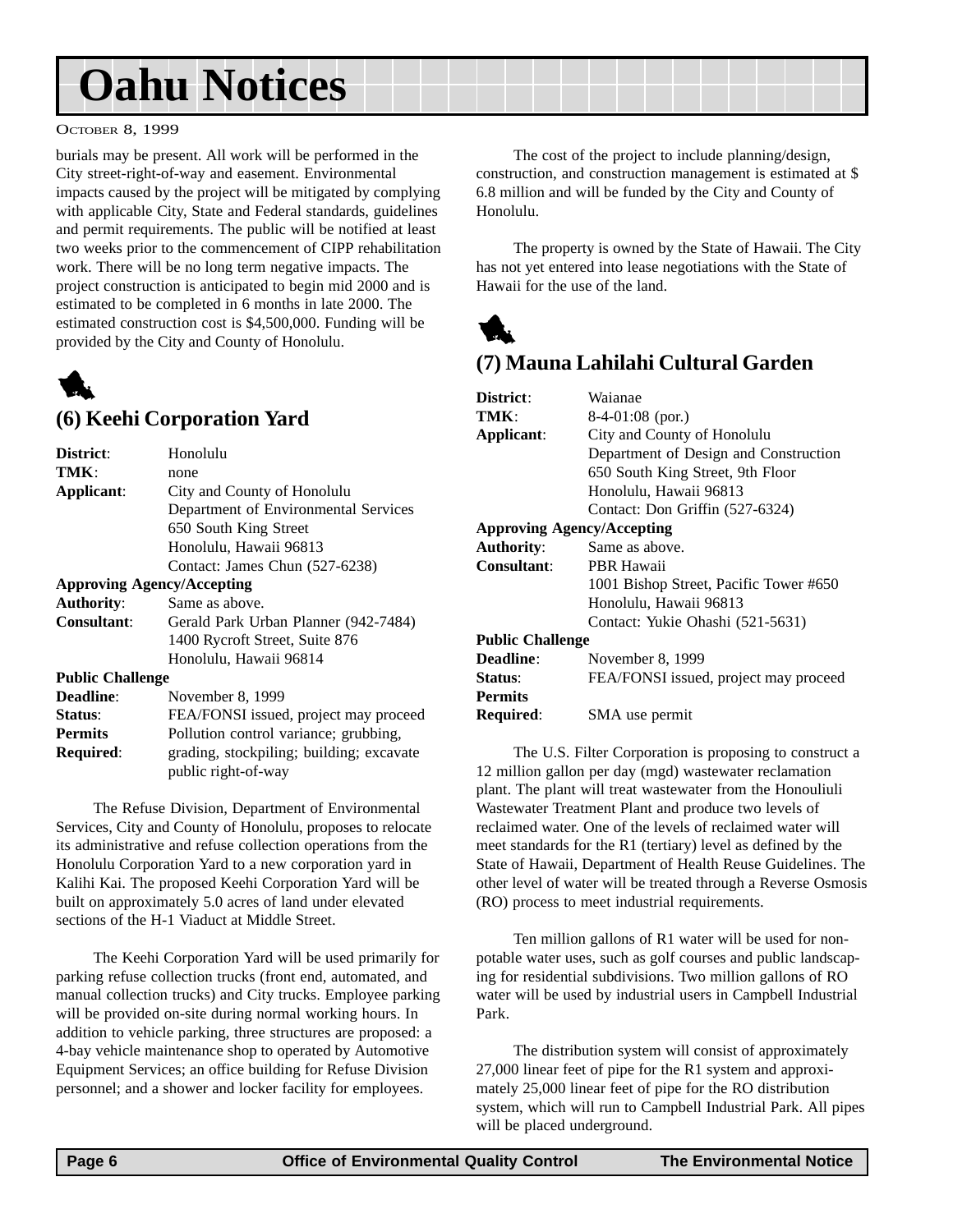burials may be present. All work will be performed in the City street-right-of-way and easement. Environmental impacts caused by the project will be mitigated by complying with applicable City, State and Federal standards, guidelines and permit requirements. The public will be notified at least two weeks prior to the commencement of CIPP rehabilitation work. There will be no long term negative impacts. The project construction is anticipated to begin mid 2000 and is estimated to be completed in 6 months in late 2000. The estimated construction cost is $4,500,000. Funding will be provided by the City and County of Honolulu.

## (6) Keehi Corporation Yard

**District**: Honolulu
**TMK**: none
**Applicant**: City and County of Honolulu
Department of Environmental Services
650 South King Street
Honolulu, Hawaii 96813
Contact: James Chun (527-6238)
**Approving Agency/Accepting**
**Authority**: Same as above.
**Consultant**: Gerald Park Urban Planner (942-7484)
1400 Rycroft Street, Suite 876
Honolulu, Hawaii 96814
**Public Challenge**
**Deadline**: November 8, 1999
**Status**: FEA/FONSI issued, project may proceed
**Permits Required**: Pollution control variance; grubbing, grading, stockpiling; building; excavate public right-of-way

The Refuse Division, Department of Environmental Services, City and County of Honolulu, proposes to relocate its administrative and refuse collection operations from the Honolulu Corporation Yard to a new corporation yard in Kalihi Kai. The proposed Keehi Corporation Yard will be built on approximately 5.0 acres of land under elevated sections of the H-1 Viaduct at Middle Street.

The Keehi Corporation Yard will be used primarily for parking refuse collection trucks (front end, automated, and manual collection trucks) and City trucks. Employee parking will be provided on-site during normal working hours. In addition to vehicle parking, three structures are proposed: a 4-bay vehicle maintenance shop to operated by Automotive Equipment Services; an office building for Refuse Division personnel; and a shower and locker facility for employees.

The cost of the project to include planning/design, construction, and construction management is estimated at $ 6.8 million and will be funded by the City and County of Honolulu.

The property is owned by the State of Hawaii. The City has not yet entered into lease negotiations with the State of Hawaii for the use of the land.

## (7) Mauna Lahilahi Cultural Garden

**District**: Waianae
**TMK**: 8-4-01:08 (por.)
**Applicant**: City and County of Honolulu
Department of Design and Construction
650 South King Street, 9th Floor
Honolulu, Hawaii 96813
Contact: Don Griffin (527-6324)
**Approving Agency/Accepting**
**Authority**: Same as above.
**Consultant**: PBR Hawaii
1001 Bishop Street, Pacific Tower #650
Honolulu, Hawaii 96813
Contact: Yukie Ohashi (521-5631)
**Public Challenge**
**Deadline**: November 8, 1999
**Status**: FEA/FONSI issued, project may proceed
**Permits Required**: SMA use permit

The U.S. Filter Corporation is proposing to construct a 12 million gallon per day (mgd) wastewater reclamation plant. The plant will treat wastewater from the Honouliuli Wastewater Treatment Plant and produce two levels of reclaimed water. One of the levels of reclaimed water will meet standards for the R1 (tertiary) level as defined by the State of Hawaii, Department of Health Reuse Guidelines. The other level of water will be treated through a Reverse Osmosis (RO) process to meet industrial requirements.

Ten million gallons of R1 water will be used for non-potable water uses, such as golf courses and public landscaping for residential subdivisions. Two million gallons of RO water will be used by industrial users in Campbell Industrial Park.

The distribution system will consist of approximately 27,000 linear feet of pipe for the R1 system and approximately 25,000 linear feet of pipe for the RO distribution system, which will run to Campbell Industrial Park. All pipes will be placed underground.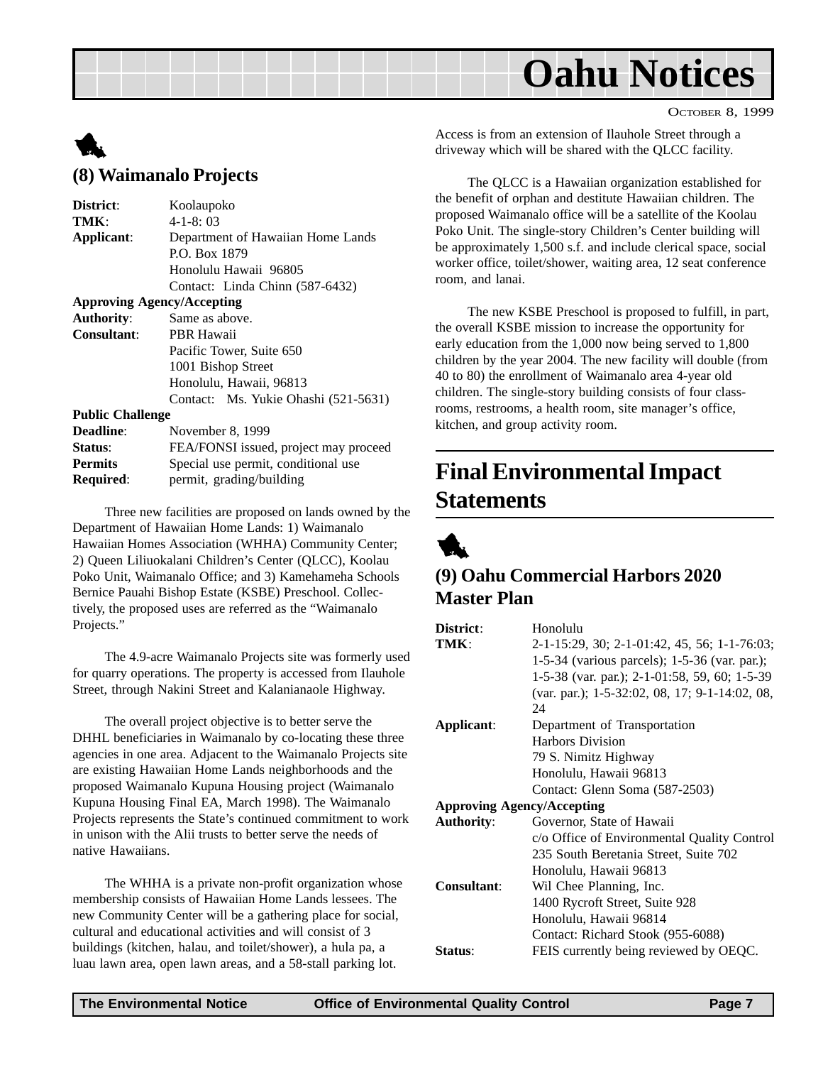# Oahu Notices

OCTOBER 8, 1999

## (8) Waimanalo Projects

**District**: Koolaupoko
**TMK**: 4-1-8: 03
**Applicant**: Department of Hawaiian Home Lands
P.O. Box 1879
Honolulu Hawaii 96805
Contact: Linda Chinn (587-6432)

**Approving Agency/Accepting Authority**: Same as above.

**Consultant**: PBR Hawaii
Pacific Tower, Suite 650
1001 Bishop Street
Honolulu, Hawaii, 96813
Contact: Ms. Yukie Ohashi (521-5631)

**Public Challenge Deadline**: November 8, 1999
**Status**: FEA/FONSI issued, project may proceed
**Permits Required**: Special use permit, conditional use permit, grading/building

Three new facilities are proposed on lands owned by the Department of Hawaiian Home Lands: 1) Waimanalo Hawaiian Homes Association (WHHA) Community Center; 2) Queen Liliuokalani Children's Center (QLCC), Koolau Poko Unit, Waimanalo Office; and 3) Kamehameha Schools Bernice Pauahi Bishop Estate (KSBE) Preschool. Collectively, the proposed uses are referred as the "Waimanalo Projects."

The 4.9-acre Waimanalo Projects site was formerly used for quarry operations. The property is accessed from Ilauhole Street, through Nakini Street and Kalanianaole Highway.

The overall project objective is to better serve the DHHL beneficiaries in Waimanalo by co-locating these three agencies in one area. Adjacent to the Waimanalo Projects site are existing Hawaiian Home Lands neighborhoods and the proposed Waimanalo Kupuna Housing project (Waimanalo Kupuna Housing Final EA, March 1998). The Waimanalo Projects represents the State's continued commitment to work in unison with the Alii trusts to better serve the needs of native Hawaiians.

The WHHA is a private non-profit organization whose membership consists of Hawaiian Home Lands lessees. The new Community Center will be a gathering place for social, cultural and educational activities and will consist of 3 buildings (kitchen, halau, and toilet/shower), a hula pa, a luau lawn area, open lawn areas, and a 58-stall parking lot. Access is from an extension of Ilauhole Street through a driveway which will be shared with the QLCC facility.

The QLCC is a Hawaiian organization established for the benefit of orphan and destitute Hawaiian children. The proposed Waimanalo office will be a satellite of the Koolau Poko Unit. The single-story Children's Center building will be approximately 1,500 s.f. and include clerical space, social worker office, toilet/shower, waiting area, 12 seat conference room, and lanai.

The new KSBE Preschool is proposed to fulfill, in part, the overall KSBE mission to increase the opportunity for early education from the 1,000 now being served to 1,800 children by the year 2004. The new facility will double (from 40 to 80) the enrollment of Waimanalo area 4-year old children. The single-story building consists of four classrooms, restrooms, a health room, site manager's office, kitchen, and group activity room.

# Final Environmental Impact Statements

## (9) Oahu Commercial Harbors 2020 Master Plan

**District**: Honolulu
**TMK**: 2-1-15:29, 30; 2-1-01:42, 45, 56; 1-1-76:03; 1-5-34 (various parcels); 1-5-36 (var. par.); 1-5-38 (var. par.); 2-1-01:58, 59, 60; 1-5-39 (var. par.); 1-5-32:02, 08, 17; 9-1-14:02, 08, 24
**Applicant**: Department of Transportation
Harbors Division
79 S. Nimitz Highway
Honolulu, Hawaii 96813
Contact: Glenn Soma (587-2503)

**Approving Agency/Accepting Authority**: Governor, State of Hawaii
c/o Office of Environmental Quality Control
235 South Beretania Street, Suite 702
Honolulu, Hawaii 96813

**Consultant**: Wil Chee Planning, Inc.
1400 Rycroft Street, Suite 928
Honolulu, Hawaii 96814
Contact: Richard Stook (955-6088)

**Status**: FEIS currently being reviewed by OEQC.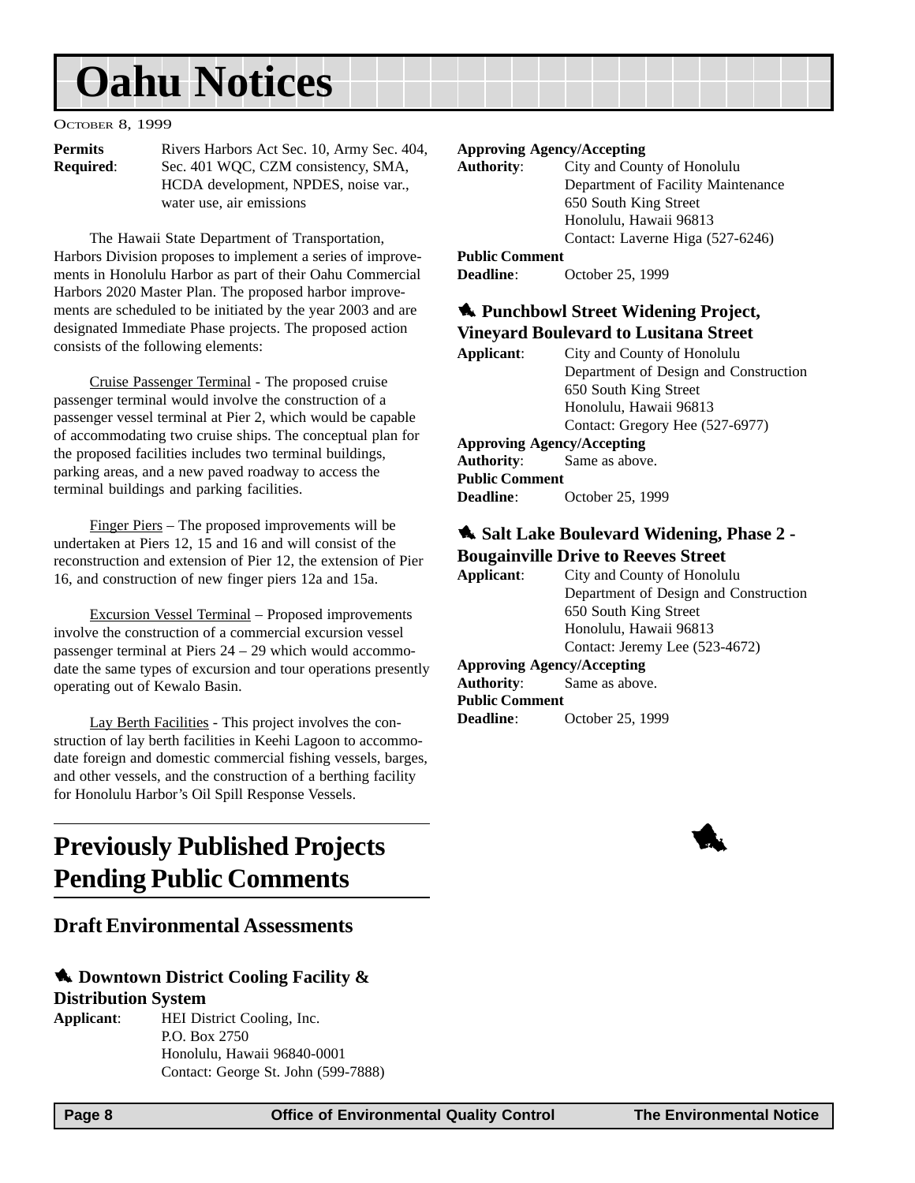# Oahu Notices

OCTOBER 8, 1999

**Permits Required**: Rivers Harbors Act Sec. 10, Army Sec. 404, Sec. 401 WQC, CZM consistency, SMA, HCDA development, NPDES, noise var., water use, air emissions

The Hawaii State Department of Transportation, Harbors Division proposes to implement a series of improvements in Honolulu Harbor as part of their Oahu Commercial Harbors 2020 Master Plan. The proposed harbor improvements are scheduled to be initiated by the year 2003 and are designated Immediate Phase projects. The proposed action consists of the following elements:

Cruise Passenger Terminal - The proposed cruise passenger terminal would involve the construction of a passenger vessel terminal at Pier 2, which would be capable of accommodating two cruise ships. The conceptual plan for the proposed facilities includes two terminal buildings, parking areas, and a new paved roadway to access the terminal buildings and parking facilities.

Finger Piers – The proposed improvements will be undertaken at Piers 12, 15 and 16 and will consist of the reconstruction and extension of Pier 12, the extension of Pier 16, and construction of new finger piers 12a and 15a.

Excursion Vessel Terminal – Proposed improvements involve the construction of a commercial excursion vessel passenger terminal at Piers 24 – 29 which would accommodate the same types of excursion and tour operations presently operating out of Kewalo Basin.

Lay Berth Facilities - This project involves the construction of lay berth facilities in Keehi Lagoon to accommodate foreign and domestic commercial fishing vessels, barges, and other vessels, and the construction of a berthing facility for Honolulu Harbor's Oil Spill Response Vessels.

# Previously Published Projects Pending Public Comments

## Draft Environmental Assessments

### Downtown District Cooling Facility & Distribution System

**Applicant**: HEI District Cooling, Inc.
P.O. Box 2750
Honolulu, Hawaii 96840-0001
Contact: George St. John (599-7888)

**Approving Agency/Accepting Authority**: City and County of Honolulu
Department of Facility Maintenance
650 South King Street
Honolulu, Hawaii 96813
Contact: Laverne Higa (527-6246)

**Public Comment Deadline**: October 25, 1999

### Punchbowl Street Widening Project, Vineyard Boulevard to Lusitana Street

**Applicant**: City and County of Honolulu
Department of Design and Construction
650 South King Street
Honolulu, Hawaii 96813
Contact: Gregory Hee (527-6977)

**Approving Agency/Accepting Authority**: Same as above.

**Public Comment Deadline**: October 25, 1999

### Salt Lake Boulevard Widening, Phase 2 - Bougainville Drive to Reeves Street

**Applicant**: City and County of Honolulu
Department of Design and Construction
650 South King Street
Honolulu, Hawaii 96813
Contact: Jeremy Lee (523-4672)

**Approving Agency/Accepting Authority**: Same as above.

**Public Comment Deadline**: October 25, 1999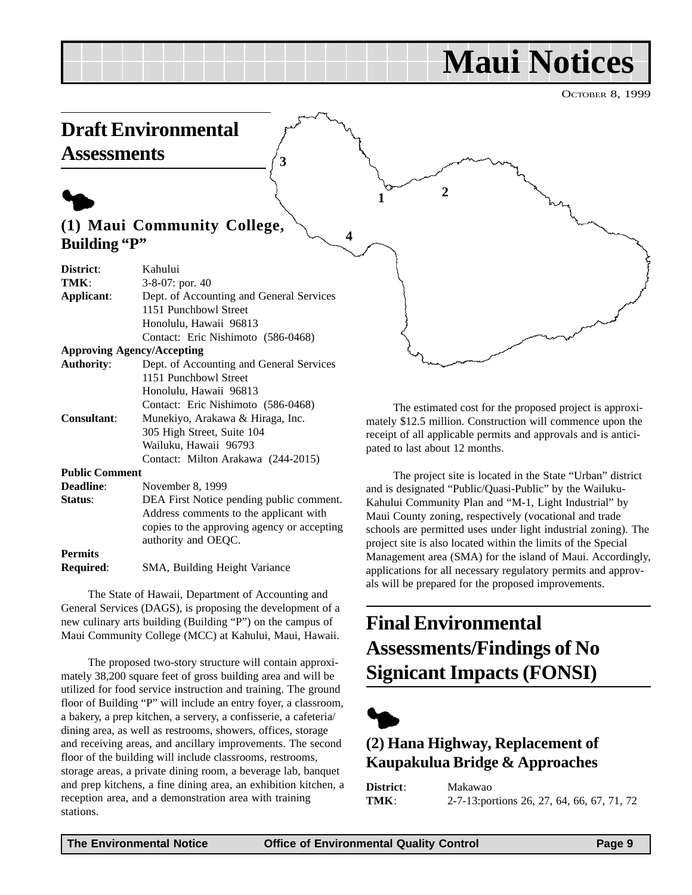# Maui Notices

OCTOBER 8, 1999

## Draft Environmental Assessments

### (1) Maui Community College, Building "P"

**District**: Kahului
**TMK**: 3-8-07: por. 40
**Applicant**: Dept. of Accounting and General Services
1151 Punchbowl Street
Honolulu, Hawaii 96813
Contact: Eric Nishimoto (586-0468)
**Approving Agency/Accepting Authority**: Dept. of Accounting and General Services
1151 Punchbowl Street
Honolulu, Hawaii 96813
Contact: Eric Nishimoto (586-0468)
**Consultant**: Munekiyo, Arakawa & Hiraga, Inc.
305 High Street, Suite 104
Wailuku, Hawaii 96793
Contact: Milton Arakawa (244-2015)
**Public Comment Deadline**: November 8, 1999
**Status**: DEA First Notice pending public comment. Address comments to the applicant with copies to the approving agency or accepting authority and OEQC.
**Permits Required**: SMA, Building Height Variance

The State of Hawaii, Department of Accounting and General Services (DAGS), is proposing the development of a new culinary arts building (Building "P") on the campus of Maui Community College (MCC) at Kahului, Maui, Hawaii.

The proposed two-story structure will contain approximately 38,200 square feet of gross building area and will be utilized for food service instruction and training. The ground floor of Building "P" will include an entry foyer, a classroom, a bakery, a prep kitchen, a servery, a confisserie, a cafeteria/dining area, as well as restrooms, showers, offices, storage and receiving areas, and ancillary improvements. The second floor of the building will include classrooms, restrooms, storage areas, a private dining room, a beverage lab, banquet and prep kitchens, a fine dining area, an exhibition kitchen, a reception area, and a demonstration area with training stations.

The estimated cost for the proposed project is approximately $12.5 million. Construction will commence upon the receipt of all applicable permits and approvals and is anticipated to last about 12 months.

The project site is located in the State "Urban" district and is designated "Public/Quasi-Public" by the Wailuku-Kahului Community Plan and "M-1, Light Industrial" by Maui County zoning, respectively (vocational and trade schools are permitted uses under light industrial zoning). The project site is also located within the limits of the Special Management area (SMA) for the island of Maui. Accordingly, applications for all necessary regulatory permits and approvals will be prepared for the proposed improvements.

## Final Environmental Assessments/Findings of No Signicant Impacts (FONSI)

### (2) Hana Highway, Replacement of Kaupakulua Bridge & Approaches

**District**: Makawao
**TMK**: 2-7-13:portions 26, 27, 64, 66, 67, 71, 72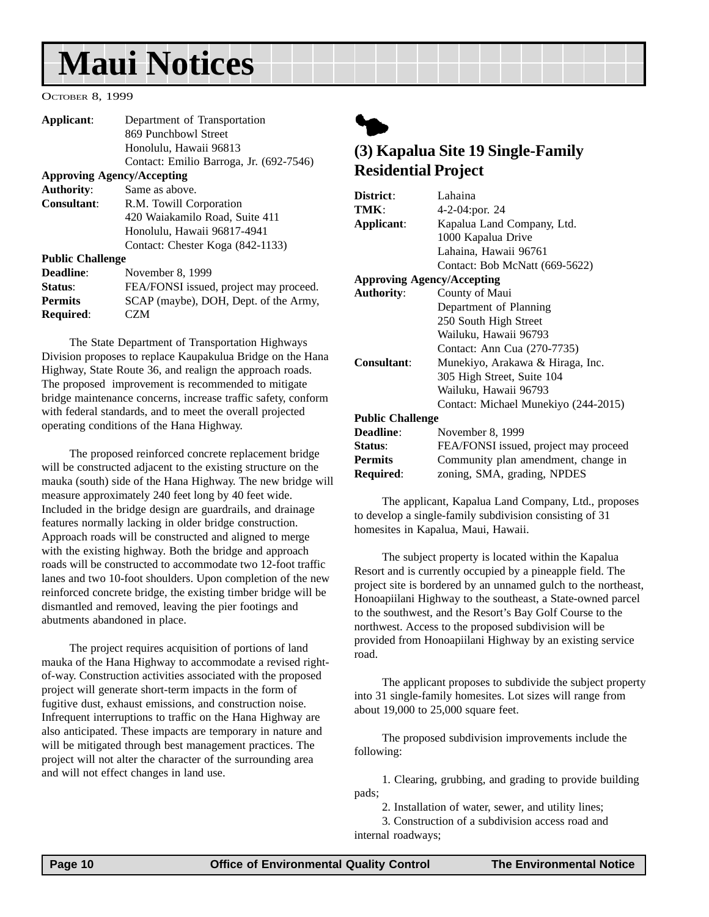# Maui Notices

October 8, 1999

**Applicant**: Department of Transportation
869 Punchbowl Street
Honolulu, Hawaii 96813
Contact: Emilio Barroga, Jr. (692-7546)

**Approving Agency/Accepting Authority**: Same as above.

**Consultant**: R.M. Towill Corporation
420 Waiakamilo Road, Suite 411
Honolulu, Hawaii 96817-4941
Contact: Chester Koga (842-1133)

**Public Challenge Deadline**: November 8, 1999

**Status**: FEA/FONSI issued, project may proceed.

**Permits Required**: SCAP (maybe), DOH, Dept. of the Army, CZM

The State Department of Transportation Highways Division proposes to replace Kaupakulua Bridge on the Hana Highway, State Route 36, and realign the approach roads. The proposed improvement is recommended to mitigate bridge maintenance concerns, increase traffic safety, conform with federal standards, and to meet the overall projected operating conditions of the Hana Highway.

The proposed reinforced concrete replacement bridge will be constructed adjacent to the existing structure on the mauka (south) side of the Hana Highway. The new bridge will measure approximately 240 feet long by 40 feet wide. Included in the bridge design are guardrails, and drainage features normally lacking in older bridge construction. Approach roads will be constructed and aligned to merge with the existing highway. Both the bridge and approach roads will be constructed to accommodate two 12-foot traffic lanes and two 10-foot shoulders. Upon completion of the new reinforced concrete bridge, the existing timber bridge will be dismantled and removed, leaving the pier footings and abutments abandoned in place.

The project requires acquisition of portions of land mauka of the Hana Highway to accommodate a revised right-of-way. Construction activities associated with the proposed project will generate short-term impacts in the form of fugitive dust, exhaust emissions, and construction noise. Infrequent interruptions to traffic on the Hana Highway are also anticipated. These impacts are temporary in nature and will be mitigated through best management practices. The project will not alter the character of the surrounding area and will not effect changes in land use.

## (3) Kapalua Site 19 Single-Family Residential Project

**District**: Lahaina

**TMK**: 4-2-04:por. 24

**Applicant**: Kapalua Land Company, Ltd.
1000 Kapalua Drive
Lahaina, Hawaii 96761
Contact: Bob McNatt (669-5622)

**Approving Agency/Accepting Authority**: County of Maui
Department of Planning
250 South High Street
Wailuku, Hawaii 96793
Contact: Ann Cua (270-7735)

**Consultant**: Munekiyo, Arakawa & Hiraga, Inc.
305 High Street, Suite 104
Wailuku, Hawaii 96793
Contact: Michael Munekiyo (244-2015)

**Public Challenge Deadline**: November 8, 1999

**Status**: FEA/FONSI issued, project may proceed

**Permits Required**: Community plan amendment, change in zoning, SMA, grading, NPDES

The applicant, Kapalua Land Company, Ltd., proposes to develop a single-family subdivision consisting of 31 homesites in Kapalua, Maui, Hawaii.

The subject property is located within the Kapalua Resort and is currently occupied by a pineapple field. The project site is bordered by an unnamed gulch to the northeast, Honoapiilani Highway to the southeast, a State-owned parcel to the southwest, and the Resort's Bay Golf Course to the northwest. Access to the proposed subdivision will be provided from Honoapiilani Highway by an existing service road.

The applicant proposes to subdivide the subject property into 31 single-family homesites. Lot sizes will range from about 19,000 to 25,000 square feet.

The proposed subdivision improvements include the following:

1. Clearing, grubbing, and grading to provide building pads;
2. Installation of water, sewer, and utility lines;
3. Construction of a subdivision access road and internal roadways;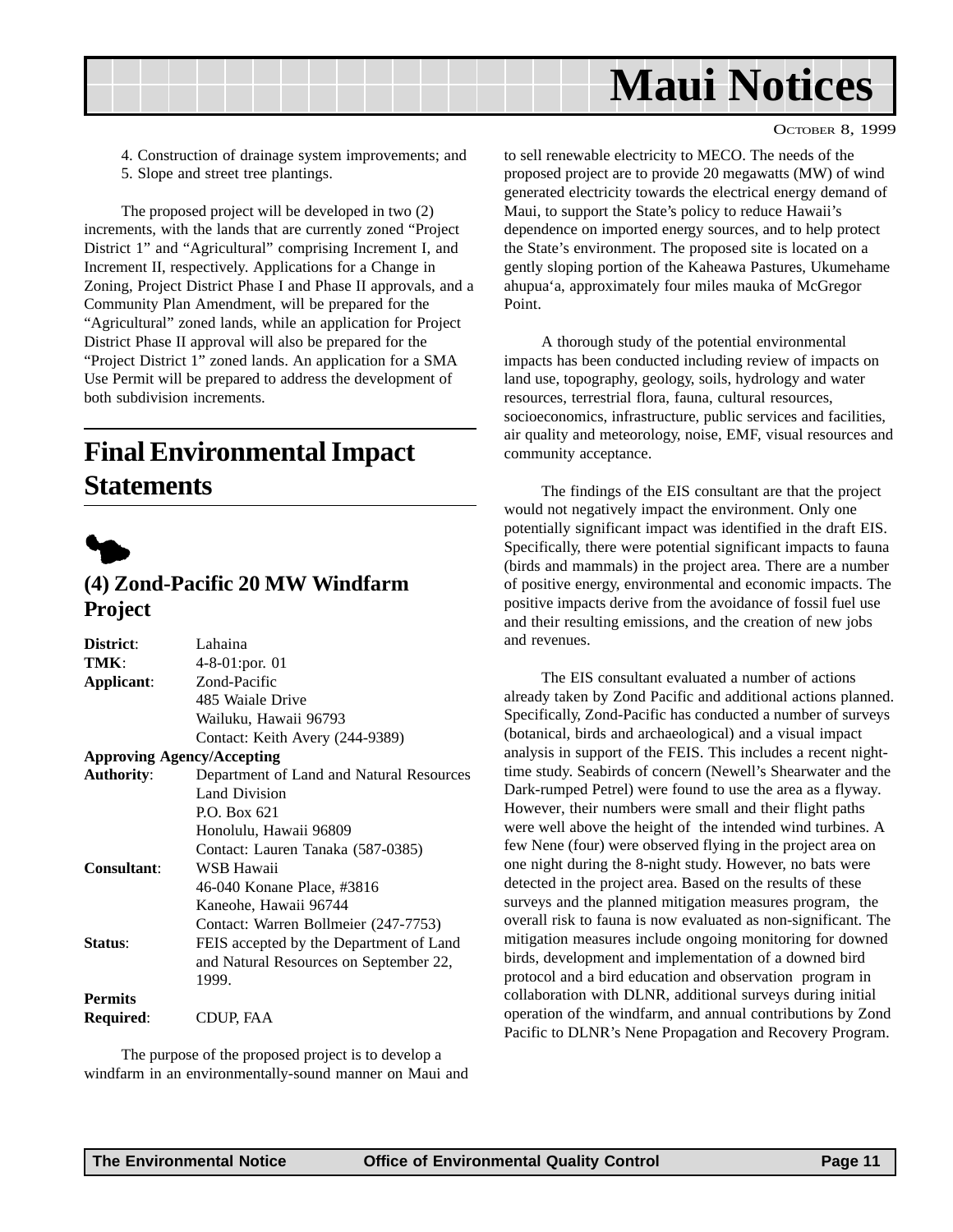4. Construction of drainage system improvements; and
5. Slope and street tree plantings.

The proposed project will be developed in two (2) increments, with the lands that are currently zoned "Project District 1" and "Agricultural" comprising Increment I, and Increment II, respectively. Applications for a Change in Zoning, Project District Phase I and Phase II approvals, and a Community Plan Amendment, will be prepared for the "Agricultural" zoned lands, while an application for Project District Phase II approval will also be prepared for the "Project District 1" zoned lands. An application for a SMA Use Permit will be prepared to address the development of both subdivision increments.

## Final Environmental Impact Statements

### (4) Zond-Pacific 20 MW Windfarm Project

**District**: Lahaina
**TMK**: 4-8-01:por. 01
**Applicant**: Zond-Pacific
485 Waiale Drive
Wailuku, Hawaii 96793
Contact: Keith Avery (244-9389)
**Approving Agency/Accepting Authority**: Department of Land and Natural Resources
Land Division
P.O. Box 621
Honolulu, Hawaii 96809
Contact: Lauren Tanaka (587-0385)
**Consultant**: WSB Hawaii
46-040 Konane Place, #3816
Kaneohe, Hawaii 96744
Contact: Warren Bollmeier (247-7753)
**Status**: FEIS accepted by the Department of Land and Natural Resources on September 22, 1999.
**Permits Required**: CDUP, FAA

The purpose of the proposed project is to develop a windfarm in an environmentally-sound manner on Maui and to sell renewable electricity to MECO. The needs of the proposed project are to provide 20 megawatts (MW) of wind generated electricity towards the electrical energy demand of Maui, to support the State's policy to reduce Hawaii's dependence on imported energy sources, and to help protect the State's environment. The proposed site is located on a gently sloping portion of the Kaheawa Pastures, Ukumehame ahupua'a, approximately four miles mauka of McGregor Point.

A thorough study of the potential environmental impacts has been conducted including review of impacts on land use, topography, geology, soils, hydrology and water resources, terrestrial flora, fauna, cultural resources, socioeconomics, infrastructure, public services and facilities, air quality and meteorology, noise, EMF, visual resources and community acceptance.

The findings of the EIS consultant are that the project would not negatively impact the environment. Only one potentially significant impact was identified in the draft EIS. Specifically, there were potential significant impacts to fauna (birds and mammals) in the project area. There are a number of positive energy, environmental and economic impacts. The positive impacts derive from the avoidance of fossil fuel use and their resulting emissions, and the creation of new jobs and revenues.

The EIS consultant evaluated a number of actions already taken by Zond Pacific and additional actions planned. Specifically, Zond-Pacific has conducted a number of surveys (botanical, birds and archaeological) and a visual impact analysis in support of the FEIS. This includes a recent night-time study. Seabirds of concern (Newell's Shearwater and the Dark-rumped Petrel) were found to use the area as a flyway. However, their numbers were small and their flight paths were well above the height of the intended wind turbines. A few Nene (four) were observed flying in the project area on one night during the 8-night study. However, no bats were detected in the project area. Based on the results of these surveys and the planned mitigation measures program, the overall risk to fauna is now evaluated as non-significant. The mitigation measures include ongoing monitoring for downed birds, development and implementation of a downed bird protocol and a bird education and observation program in collaboration with DLNR, additional surveys during initial operation of the windfarm, and annual contributions by Zond Pacific to DLNR's Nene Propagation and Recovery Program.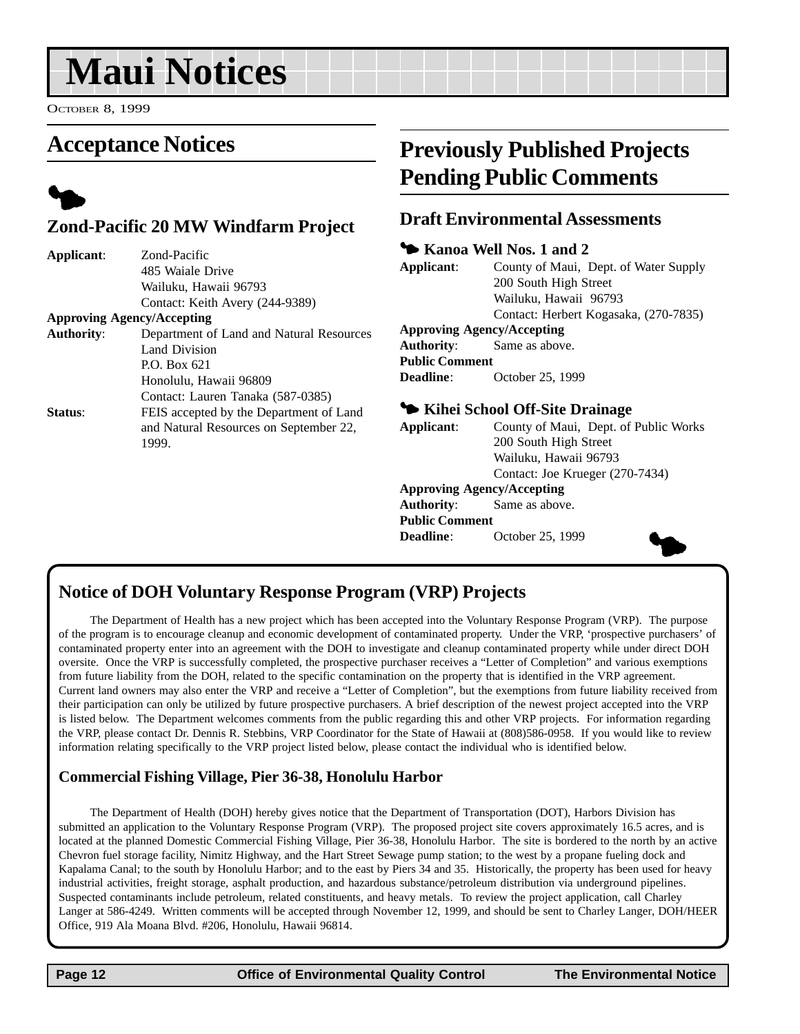# Maui Notices

October 8, 1999

## Acceptance Notices

### Zond-Pacific 20 MW Windfarm Project

**Applicant**: Zond-Pacific
485 Waiale Drive
Wailuku, Hawaii 96793
Contact: Keith Avery (244-9389)

**Approving Agency/Accepting Authority**: Department of Land and Natural Resources
Land Division
P.O. Box 621
Honolulu, Hawaii 96809
Contact: Lauren Tanaka (587-0385)

**Status**: FEIS accepted by the Department of Land and Natural Resources on September 22, 1999.

## Previously Published Projects Pending Public Comments

### Draft Environmental Assessments

#### Kanoa Well Nos. 1 and 2

**Applicant**: County of Maui, Dept. of Water Supply
200 South High Street
Wailuku, Hawaii 96793
Contact: Herbert Kogasaka, (270-7835)

**Approving Agency/Accepting Authority**: Same as above.

**Public Comment Deadline**: October 25, 1999

#### Kihei School Off-Site Drainage

**Applicant**: County of Maui, Dept. of Public Works
200 South High Street
Wailuku, Hawaii 96793
Contact: Joe Krueger (270-7434)

**Approving Agency/Accepting Authority**: Same as above.

**Public Comment Deadline**: October 25, 1999

## Notice of DOH Voluntary Response Program (VRP) Projects

The Department of Health has a new project which has been accepted into the Voluntary Response Program (VRP). The purpose of the program is to encourage cleanup and economic development of contaminated property. Under the VRP, 'prospective purchasers' of contaminated property enter into an agreement with the DOH to investigate and cleanup contaminated property while under direct DOH oversite. Once the VRP is successfully completed, the prospective purchaser receives a "Letter of Completion" and various exemptions from future liability from the DOH, related to the specific contamination on the property that is identified in the VRP agreement. Current land owners may also enter the VRP and receive a "Letter of Completion", but the exemptions from future liability received from their participation can only be utilized by future prospective purchasers. A brief description of the newest project accepted into the VRP is listed below. The Department welcomes comments from the public regarding this and other VRP projects. For information regarding the VRP, please contact Dr. Dennis R. Stebbins, VRP Coordinator for the State of Hawaii at (808)586-0958. If you would like to review information relating specifically to the VRP project listed below, please contact the individual who is identified below.

### Commercial Fishing Village, Pier 36-38, Honolulu Harbor

The Department of Health (DOH) hereby gives notice that the Department of Transportation (DOT), Harbors Division has submitted an application to the Voluntary Response Program (VRP). The proposed project site covers approximately 16.5 acres, and is located at the planned Domestic Commercial Fishing Village, Pier 36-38, Honolulu Harbor. The site is bordered to the north by an active Chevron fuel storage facility, Nimitz Highway, and the Hart Street Sewage pump station; to the west by a propane fueling dock and Kapalama Canal; to the south by Honolulu Harbor; and to the east by Piers 34 and 35. Historically, the property has been used for heavy industrial activities, freight storage, asphalt production, and hazardous substance/petroleum distribution via underground pipelines. Suspected contaminants include petroleum, related constituents, and heavy metals. To review the project application, call Charley Langer at 586-4249. Written comments will be accepted through November 12, 1999, and should be sent to Charley Langer, DOH/HEER Office, 919 Ala Moana Blvd. #206, Honolulu, Hawaii 96814.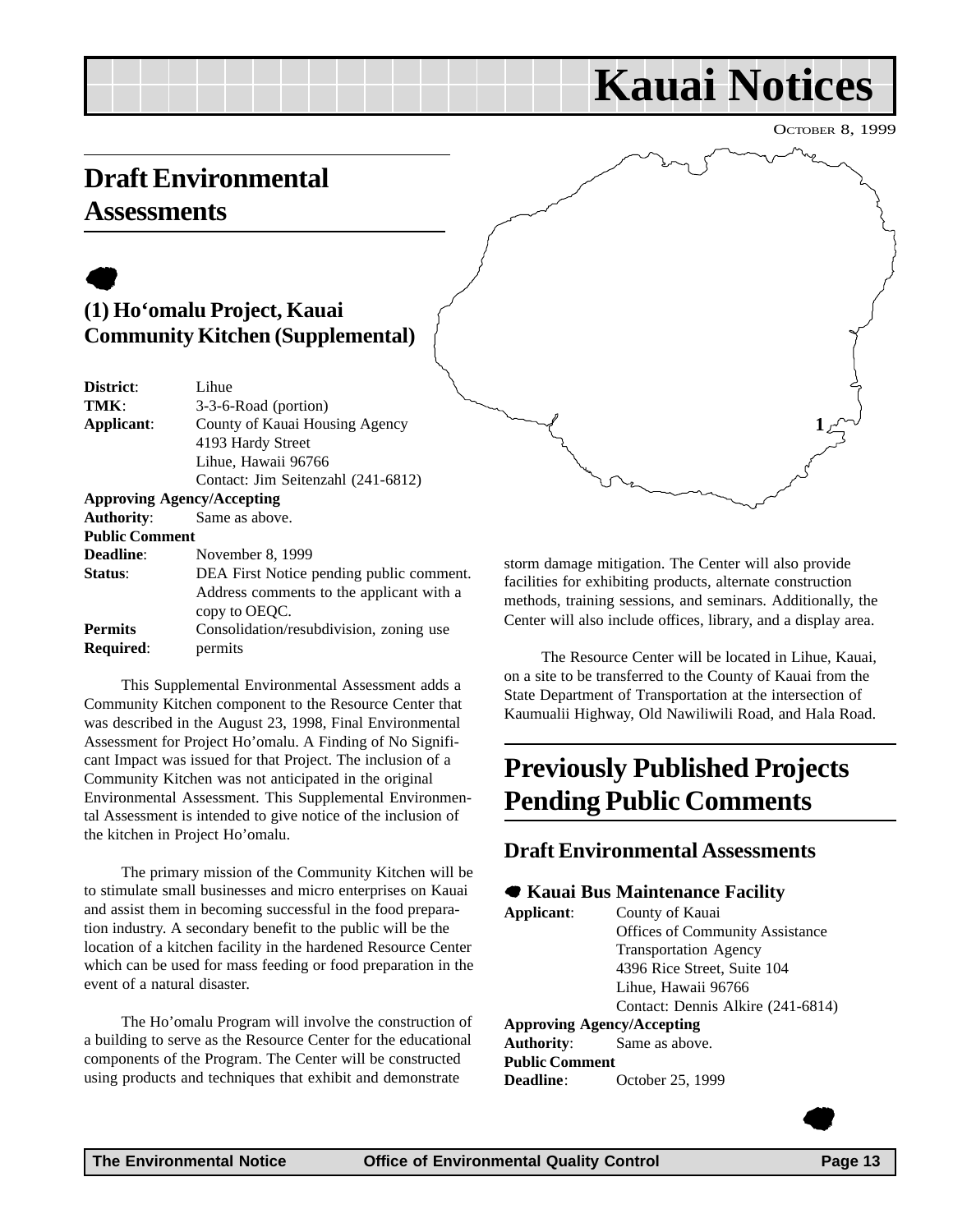# Kauai Notices

OCTOBER 8, 1999

## Draft Environmental Assessments

### (1) Ho'omalu Project, Kauai Community Kitchen (Supplemental)

**District**: Lihue
**TMK**: 3-3-6-Road (portion)
**Applicant**: County of Kauai Housing Agency
4193 Hardy Street
Lihue, Hawaii 96766
Contact: Jim Seitenzahl (241-6812)
**Approving Agency/Accepting Authority**: Same as above.
**Public Comment Deadline**: November 8, 1999
**Status**: DEA First Notice pending public comment. Address comments to the applicant with a copy to OEQC.
**Permits Required**: Consolidation/resubdivision, zoning use permits

This Supplemental Environmental Assessment adds a Community Kitchen component to the Resource Center that was described in the August 23, 1998, Final Environmental Assessment for Project Ho'omalu. A Finding of No Significant Impact was issued for that Project. The inclusion of a Community Kitchen was not anticipated in the original Environmental Assessment. This Supplemental Environmental Assessment is intended to give notice of the inclusion of the kitchen in Project Ho'omalu.

The primary mission of the Community Kitchen will be to stimulate small businesses and micro enterprises on Kauai and assist them in becoming successful in the food preparation industry. A secondary benefit to the public will be the location of a kitchen facility in the hardened Resource Center which can be used for mass feeding or food preparation in the event of a natural disaster.

The Ho'omalu Program will involve the construction of a building to serve as the Resource Center for the educational components of the Program. The Center will be constructed using products and techniques that exhibit and demonstrate storm damage mitigation. The Center will also provide facilities for exhibiting products, alternate construction methods, training sessions, and seminars. Additionally, the Center will also include offices, library, and a display area.

The Resource Center will be located in Lihue, Kauai, on a site to be transferred to the County of Kauai from the State Department of Transportation at the intersection of Kaumualii Highway, Old Nawiliwili Road, and Hala Road.

## Previously Published Projects Pending Public Comments

### Draft Environmental Assessments

#### Kauai Bus Maintenance Facility

**Applicant**: County of Kauai
Offices of Community Assistance
Transportation Agency
4396 Rice Street, Suite 104
Lihue, Hawaii 96766
Contact: Dennis Alkire (241-6814)
**Approving Agency/Accepting Authority**: Same as above.
**Public Comment Deadline**: October 25, 1999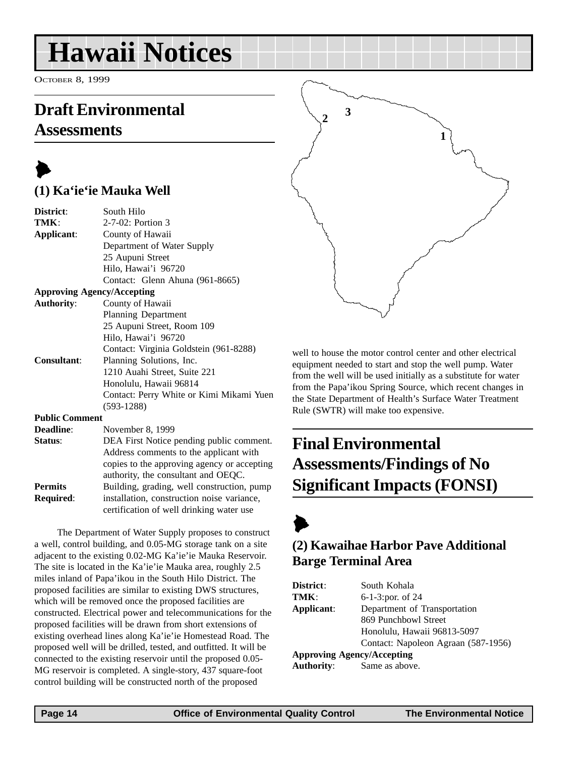# Hawaii Notices

OCTOBER 8, 1999

## Draft Environmental Assessments

### (1) Ka'ie'ie Mauka Well

| | |
|---|---|
| **District**: | South Hilo |
| **TMK**: | 2-7-02: Portion 3 |
| **Applicant**: | County of Hawaii<br>Department of Water Supply<br>25 Aupuni Street<br>Hilo, Hawai'i 96720<br>Contact: Glenn Ahuna (961-8665) |
| **Approving Agency/Accepting Authority**: | County of Hawaii<br>Planning Department<br>25 Aupuni Street, Room 109<br>Hilo, Hawai'i 96720<br>Contact: Virginia Goldstein (961-8288) |
| **Consultant**: | Planning Solutions, Inc.<br>1210 Auahi Street, Suite 221<br>Honolulu, Hawaii 96814<br>Contact: Perry White or Kimi Mikami Yuen (593-1288) |
| **Public Comment Deadline**: | November 8, 1999 |
| **Status**: | DEA First Notice pending public comment. Address comments to the applicant with copies to the approving agency or accepting authority, the consultant and OEQC. |
| **Permits Required**: | Building, grading, well construction, pump installation, construction noise variance, certification of well drinking water use |

The Department of Water Supply proposes to construct a well, control building, and 0.05-MG storage tank on a site adjacent to the existing 0.02-MG Ka'ie'ie Mauka Reservoir. The site is located in the Ka'ie'ie Mauka area, roughly 2.5 miles inland of Papa'ikou in the South Hilo District. The proposed facilities are similar to existing DWS structures, which will be removed once the proposed facilities are constructed. Electrical power and telecommunications for the proposed facilities will be drawn from short extensions of existing overhead lines along Ka'ie'ie Homestead Road. The proposed well will be drilled, tested, and outfitted. It will be connected to the existing reservoir until the proposed 0.05-MG reservoir is completed. A single-story, 437 square-foot control building will be constructed north of the proposed well to house the motor control center and other electrical equipment needed to start and stop the well pump. Water from the well will be used initially as a substitute for water from the Papa'ikou Spring Source, which recent changes in the State Department of Health's Surface Water Treatment Rule (SWTR) will make too expensive.

## Final Environmental Assessments/Findings of No Significant Impacts (FONSI)

### (2) Kawaihae Harbor Pave Additional Barge Terminal Area

| | |
|---|---|
| **District**: | South Kohala |
| **TMK**: | 6-1-3:por. of 24 |
| **Applicant**: | Department of Transportation<br>869 Punchbowl Street<br>Honolulu, Hawaii 96813-5097<br>Contact: Napoleon Agraan (587-1956) |
| **Approving Agency/Accepting Authority**: | Same as above. |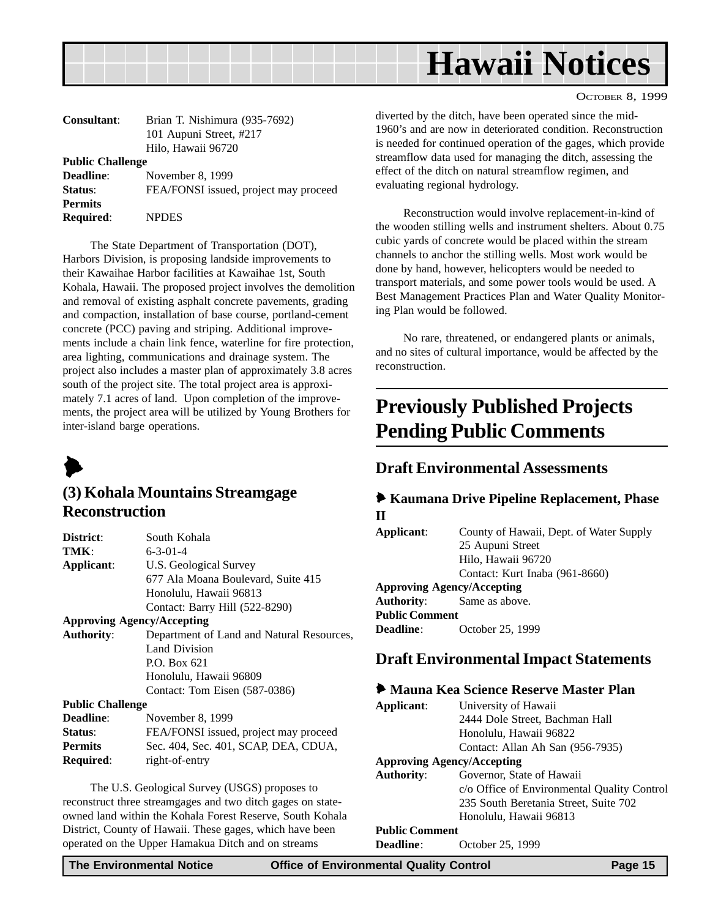| | |
|---|---|
| **Consultant**: | Brian T. Nishimura (935-7692) 101 Aupuni Street, #217 Hilo, Hawaii 96720 |
| **Public Challenge Deadline**: | November 8, 1999 |
| **Status**: | FEA/FONSI issued, project may proceed |
| **Permits Required**: | NPDES |

The State Department of Transportation (DOT), Harbors Division, is proposing landside improvements to their Kawaihae Harbor facilities at Kawaihae 1st, South Kohala, Hawaii. The proposed project involves the demolition and removal of existing asphalt concrete pavements, grading and compaction, installation of base course, portland-cement concrete (PCC) paving and striping. Additional improvements include a chain link fence, waterline for fire protection, area lighting, communications and drainage system. The project also includes a master plan of approximately 3.8 acres south of the project site. The total project area is approximately 7.1 acres of land. Upon completion of the improvements, the project area will be utilized by Young Brothers for inter-island barge operations.

## (3) Kohala Mountains Streamgage Reconstruction

| | |
|---|---|
| **District**: | South Kohala |
| **TMK**: | 6-3-01-4 |
| **Applicant**: | U.S. Geological Survey 677 Ala Moana Boulevard, Suite 415 Honolulu, Hawaii 96813 Contact: Barry Hill (522-8290) |
| **Approving Agency/Accepting Authority**: | Department of Land and Natural Resources, Land Division P.O. Box 621 Honolulu, Hawaii 96809 Contact: Tom Eisen (587-0386) |
| **Public Challenge Deadline**: | November 8, 1999 |
| **Status**: | FEA/FONSI issued, project may proceed |
| **Permits Required**: | Sec. 404, Sec. 401, SCAP, DEA, CDUA, right-of-entry |

The U.S. Geological Survey (USGS) proposes to reconstruct three streamgages and two ditch gages on state-owned land within the Kohala Forest Reserve, South Kohala District, County of Hawaii. These gages, which have been operated on the Upper Hamakua Ditch and on streams diverted by the ditch, have been operated since the mid-1960's and are now in deteriorated condition. Reconstruction is needed for continued operation of the gages, which provide streamflow data used for managing the ditch, assessing the effect of the ditch on natural streamflow regimen, and evaluating regional hydrology.

Reconstruction would involve replacement-in-kind of the wooden stilling wells and instrument shelters. About 0.75 cubic yards of concrete would be placed within the stream channels to anchor the stilling wells. Most work would be done by hand, however, helicopters would be needed to transport materials, and some power tools would be used. A Best Management Practices Plan and Water Quality Monitoring Plan would be followed.

No rare, threatened, or endangered plants or animals, and no sites of cultural importance, would be affected by the reconstruction.

# Previously Published Projects Pending Public Comments

## Draft Environmental Assessments

### Kaumana Drive Pipeline Replacement, Phase II

| | |
|---|---|
| **Applicant**: | County of Hawaii, Dept. of Water Supply 25 Aupuni Street Hilo, Hawaii 96720 Contact: Kurt Inaba (961-8660) |
| **Approving Agency/Accepting Authority**: | Same as above. |
| **Public Comment Deadline**: | October 25, 1999 |

## Draft Environmental Impact Statements

### Mauna Kea Science Reserve Master Plan

| | |
|---|---|
| **Applicant**: | University of Hawaii 2444 Dole Street, Bachman Hall Honolulu, Hawaii 96822 Contact: Allan Ah San (956-7935) |
| **Approving Agency/Accepting Authority**: | Governor, State of Hawaii c/o Office of Environmental Quality Control 235 South Beretania Street, Suite 702 Honolulu, Hawaii 96813 |
| **Public Comment Deadline**: | October 25, 1999 |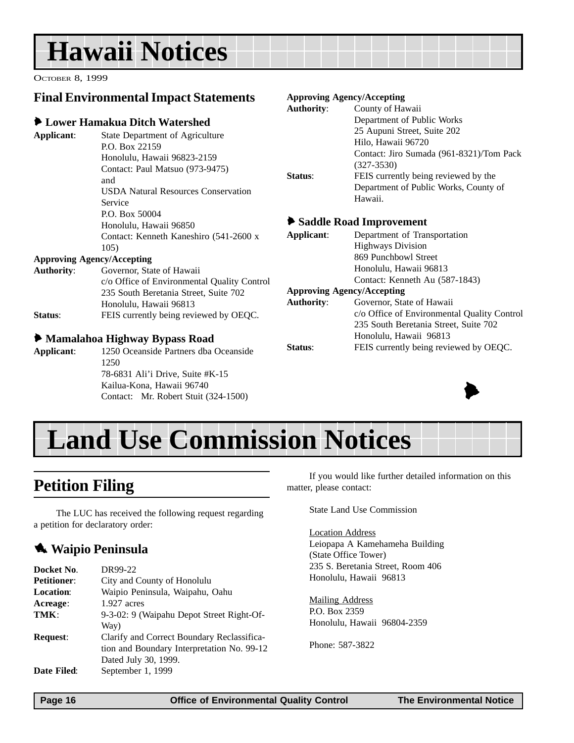# Hawaii Notices

October 8, 1999

## Final Environmental Impact Statements

### Lower Hamakua Ditch Watershed

**Applicant**: State Department of Agriculture
P.O. Box 22159
Honolulu, Hawaii 96823-2159
Contact: Paul Matsuo (973-9475)
and
USDA Natural Resources Conservation Service
P.O. Box 50004
Honolulu, Hawaii 96850
Contact: Kenneth Kaneshiro (541-2600 x 105)

**Approving Agency/Accepting Authority**: Governor, State of Hawaii
c/o Office of Environmental Quality Control
235 South Beretania Street, Suite 702
Honolulu, Hawaii 96813

**Status**: FEIS currently being reviewed by OEQC.

### Mamalahoa Highway Bypass Road

**Applicant**: 1250 Oceanside Partners dba Oceanside 1250
78-6831 Ali'i Drive, Suite #K-15
Kailua-Kona, Hawaii 96740
Contact: Mr. Robert Stuit (324-1500)

**Approving Agency/Accepting Authority**: County of Hawaii
Department of Public Works
25 Aupuni Street, Suite 202
Hilo, Hawaii 96720
Contact: Jiro Sumada (961-8321)/Tom Pack (327-3530)

**Status**: FEIS currently being reviewed by the Department of Public Works, County of Hawaii.

### Saddle Road Improvement

**Applicant**: Department of Transportation
Highways Division
869 Punchbowl Street
Honolulu, Hawaii 96813
Contact: Kenneth Au (587-1843)

**Approving Agency/Accepting Authority**: Governor, State of Hawaii
c/o Office of Environmental Quality Control
235 South Beretania Street, Suite 702
Honolulu, Hawaii 96813

**Status**: FEIS currently being reviewed by OEQC.

# Land Use Commission Notices

## Petition Filing

The LUC has received the following request regarding a petition for declaratory order:

### Waipio Peninsula

**Docket No**.: DR99-22
**Petitioner**: City and County of Honolulu
**Location**: Waipio Peninsula, Waipahu, Oahu
**Acreage**: 1.927 acres
**TMK**: 9-3-02: 9 (Waipahu Depot Street Right-Of-Way)
**Request**: Clarify and Correct Boundary Reclassification and Boundary Interpretation No. 99-12 Dated July 30, 1999.
**Date Filed**: September 1, 1999

If you would like further detailed information on this matter, please contact:

State Land Use Commission

Location Address
Leiopapa A Kamehameha Building
(State Office Tower)
235 S. Beretania Street, Room 406
Honolulu, Hawaii 96813

Mailing Address
P.O. Box 2359
Honolulu, Hawaii 96804-2359

Phone: 587-3822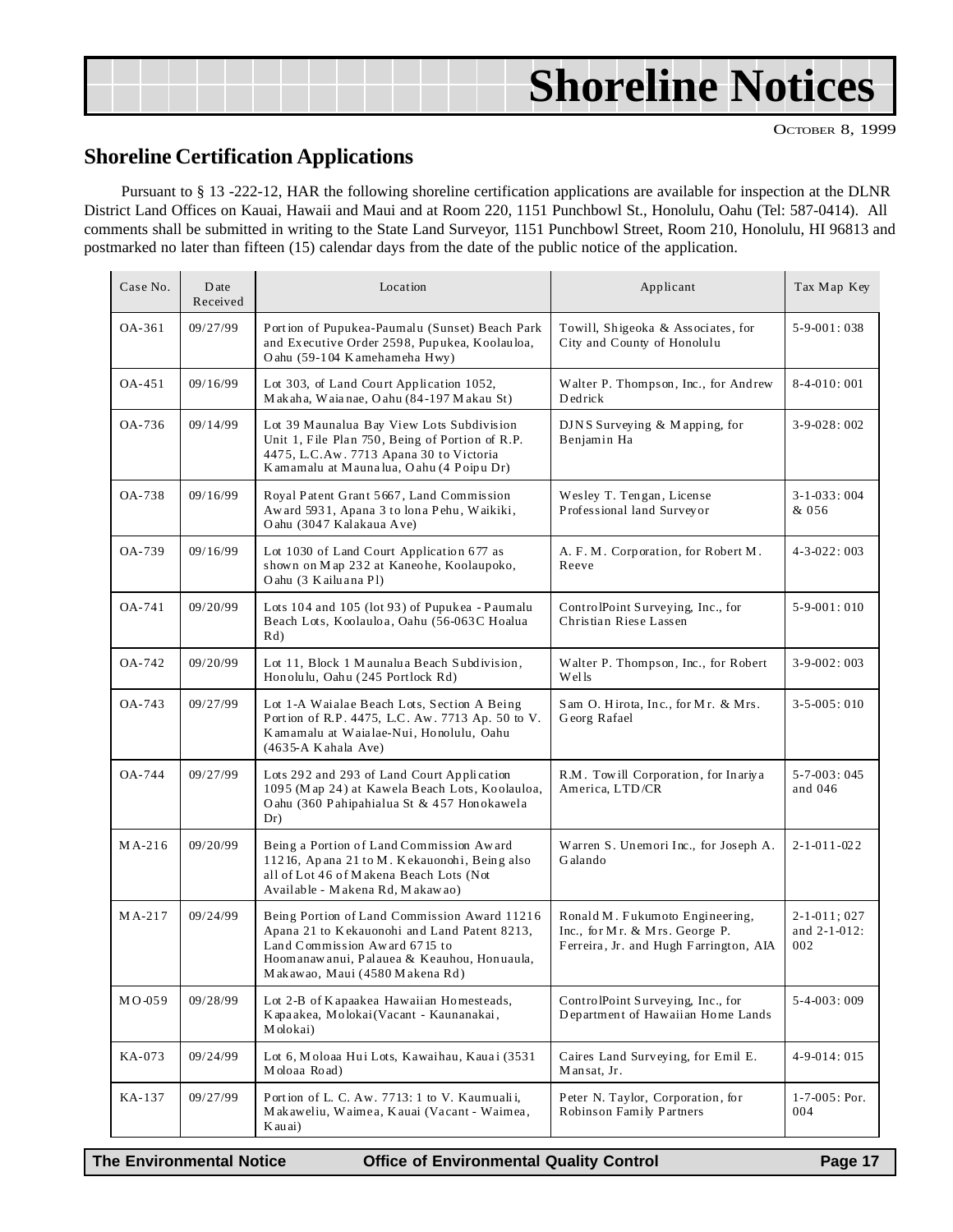# Shoreline Notices

OCTOBER 8, 1999

## Shoreline Certification Applications

Pursuant to § 13 -222-12, HAR the following shoreline certification applications are available for inspection at the DLNR District Land Offices on Kauai, Hawaii and Maui and at Room 220, 1151 Punchbowl St., Honolulu, Oahu (Tel: 587-0414). All comments shall be submitted in writing to the State Land Surveyor, 1151 Punchbowl Street, Room 210, Honolulu, HI 96813 and postmarked no later than fifteen (15) calendar days from the date of the public notice of the application.

| Case No. | Date Received | Location | Applicant | Tax Map Key |
|---|---|---|---|---|
| OA-361 | 09/27/99 | Portion of Pupukea-Paumalu (Sunset) Beach Park and Executive Order 2598, Pupukea, Koolauloa, Oahu (59-104 Kamehameha Hwy) | Towill, Shigeoka & Associates, for City and County of Honolulu | 5-9-001: 038 |
| OA-451 | 09/16/99 | Lot 303, of Land Court Application 1052, Makaha, Waianae, Oahu (84-197 Makau St) | Walter P. Thompson, Inc., for Andrew Dedrick | 8-4-010: 001 |
| OA-736 | 09/14/99 | Lot 39 Maunalua Bay View Lots Subdivision Unit 1, File Plan 750, Being of Portion of R.P. 4475, L.C.Aw. 7713 Apana 30 to Victoria Kamamalu at Maunalua, Oahu (4 Poipu Dr) | DJNS Surveying & Mapping, for Benjamin Ha | 3-9-028: 002 |
| OA-738 | 09/16/99 | Royal Patent Grant 5667, Land Commission Award 5931, Apana 3 to Iona Pehu, Waikiki, Oahu (3047 Kalakaua Ave) | Wesley T. Tengan, License Professional land Surveyor | 3-1-033: 004 & 056 |
| OA-739 | 09/16/99 | Lot 1030 of Land Court Application 677 as shown on Map 232 at Kaneohe, Koolaupoko, Oahu (3 Kailuana Pl) | A. F. M. Corporation, for Robert M. Reeve | 4-3-022: 003 |
| OA-741 | 09/20/99 | Lots 104 and 105 (lot 93) of Pupukea - Paumalu Beach Lots, Koolauloa, Oahu (56-063C Hoalua Rd) | ControlPoint Surveying, Inc., for Christian Riese Lassen | 5-9-001: 010 |
| OA-742 | 09/20/99 | Lot 11, Block 1 Maunalua Beach Subdivision, Honolulu, Oahu (245 Portlock Rd) | Walter P. Thompson, Inc., for Robert Wells | 3-9-002: 003 |
| OA-743 | 09/27/99 | Lot 1-A Waialae Beach Lots, Section A Being Portion of R.P. 4475, L.C. Aw. 7713 Ap. 50 to V. Kamamalu at Waialae-Nui, Honolulu, Oahu (4635-A Kahala Ave) | Sam O. Hirota, Inc., for Mr. & Mrs. Georg Rafael | 3-5-005: 010 |
| OA-744 | 09/27/99 | Lots 292 and 293 of Land Court Application 1095 (Map 24) at Kawela Beach Lots, Koolauloa, Oahu (360 Pahipahialua St & 457 Honokawela Dr) | R.M. Towill Corporation, for Inariya America, LTD/CR | 5-7-003: 045 and 046 |
| MA-216 | 09/20/99 | Being a Portion of Land Commission Award 11216, Apana 21 to M. Kekauonohi, Being also all of Lot 46 of Makena Beach Lots (Not Available - Makena Rd, Makawao) | Warren S. Unemori Inc., for Joseph A. Galando | 2-1-011-022 |
| MA-217 | 09/24/99 | Being Portion of Land Commission Award 11216 Apana 21 to Kekauonohi and Land Patent 8213, Land Commission Award 6715 to Hoomanawanui, Palauea & Keauhou, Honuaula, Makawao, Maui (4580 Makena Rd) | Ronald M. Fukumoto Engineering, Inc., for Mr. & Mrs. George P. Ferreira, Jr. and Hugh Farrington, AIA | 2-1-011; 027 and 2-1-012: 002 |
| MO-059 | 09/28/99 | Lot 2-B of Kapaakea Hawaiian Homesteads, Kapaakea, Molokai(Vacant - Kaunanakai, Molokai) | ControlPoint Surveying, Inc., for Department of Hawaiian Home Lands | 5-4-003: 009 |
| KA-073 | 09/24/99 | Lot 6, Moloaa Hui Lots, Kawaihau, Kauai (3531 Moloaa Road) | Caires Land Surveying, for Emil E. Mansat, Jr. | 4-9-014: 015 |
| KA-137 | 09/27/99 | Portion of L. C. Aw. 7713: 1 to V. Kaumualii, Makaweliu, Waimea, Kauai (Vacant - Waimea, Kauai) | Peter N. Taylor, Corporation, for Robinson Family Partners | 1-7-005: Por. 004 |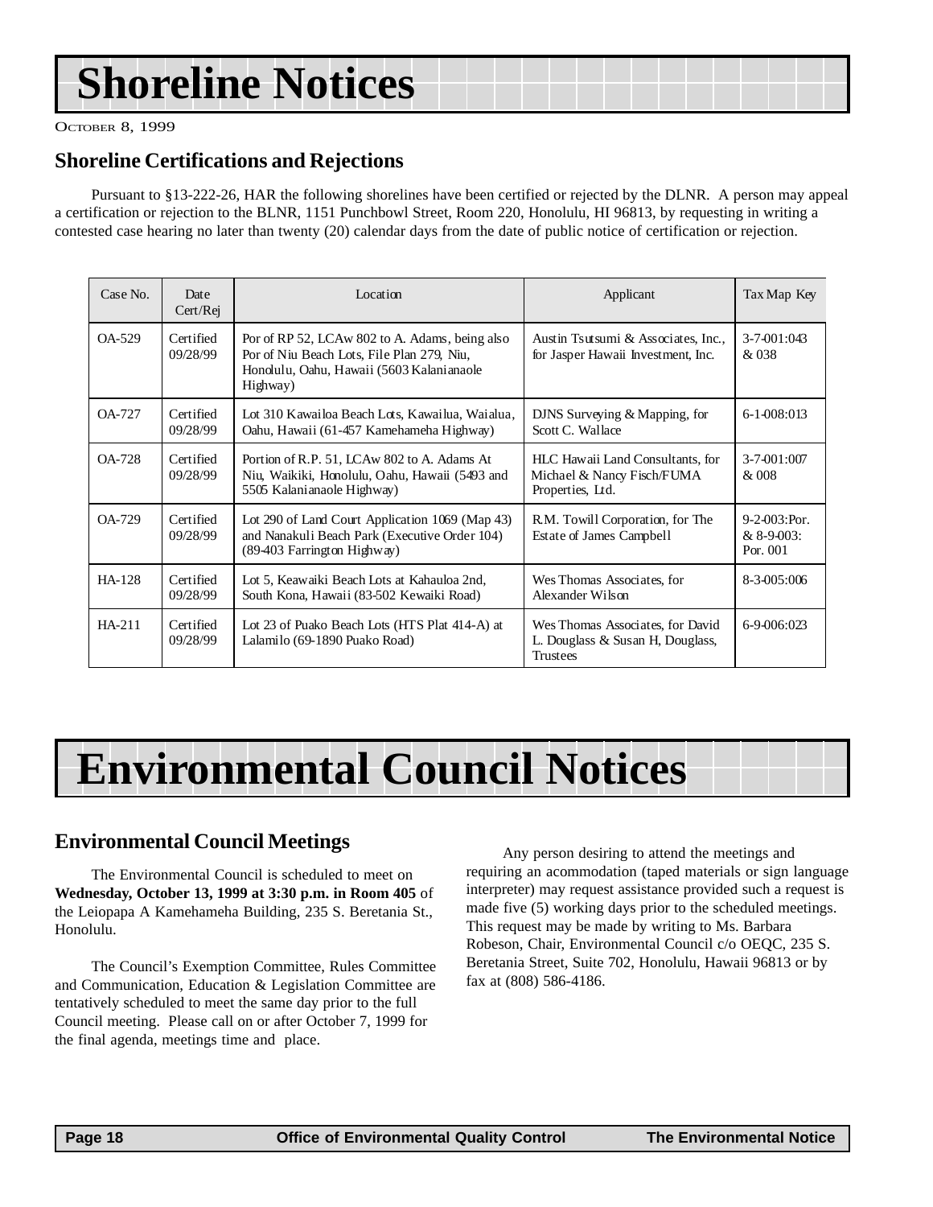# Shoreline Notices

OCTOBER 8, 1999

## Shoreline Certifications and Rejections

Pursuant to §13-222-26, HAR the following shorelines have been certified or rejected by the DLNR. A person may appeal a certification or rejection to the BLNR, 1151 Punchbowl Street, Room 220, Honolulu, HI 96813, by requesting in writing a contested case hearing no later than twenty (20) calendar days from the date of public notice of certification or rejection.

| Case No. | Date Cert/Rej | Location | Applicant | Tax Map Key |
|---|---|---|---|---|
| OA-529 | Certified 09/28/99 | Por of RP 52, LCAw 802 to A. Adams, being also Por of Niu Beach Lots, File Plan 279, Niu, Honolulu, Oahu, Hawaii (5603 Kalanianaole Highway) | Austin Tsutsumi & Associates, Inc., for Jasper Hawaii Investment, Inc. | 3-7-001:043 & 038 |
| OA-727 | Certified 09/28/99 | Lot 310 Kawailoa Beach Lots, Kawailua, Waialua, Oahu, Hawaii (61-457 Kamehameha Highway) | DJNS Surveying & Mapping, for Scott C. Wallace | 6-1-008:013 |
| OA-728 | Certified 09/28/99 | Portion of R.P. 51, LCAw 802 to A. Adams At Niu, Waikiki, Honolulu, Oahu, Hawaii (5493 and 5505 Kalanianaole Highway) | HLC Hawaii Land Consultants, for Michael & Nancy Fisch/FUMA Properties, Ltd. | 3-7-001:007 & 008 |
| OA-729 | Certified 09/28/99 | Lot 290 of Land Court Application 1069 (Map 43) and Nanakuli Beach Park (Executive Order 104) (89-403 Farrington Highway) | R.M. Towill Corporation, for The Estate of James Campbell | 9-2-003:Por. & 8-9-003: Por. 001 |
| HA-128 | Certified 09/28/99 | Lot 5, Keawaiki Beach Lots at Kahauloa 2nd, South Kona, Hawaii (83-502 Kewaiki Road) | Wes Thomas Associates, for Alexander Wilson | 8-3-005:006 |
| HA-211 | Certified 09/28/99 | Lot 23 of Puako Beach Lots (HTS Plat 414-A) at Lalamilo (69-1890 Puako Road) | Wes Thomas Associates, for David L. Douglass & Susan H, Douglass, Trustees | 6-9-006:023 |

# Environmental Council Notices

## Environmental Council Meetings

The Environmental Council is scheduled to meet on **Wednesday, October 13, 1999 at 3:30 p.m. in Room 405** of the Leiopapa A Kamehameha Building, 235 S. Beretania St., Honolulu.

The Council's Exemption Committee, Rules Committee and Communication, Education & Legislation Committee are tentatively scheduled to meet the same day prior to the full Council meeting. Please call on or after October 7, 1999 for the final agenda, meetings time and place.

Any person desiring to attend the meetings and requiring an acommodation (taped materials or sign language interpreter) may request assistance provided such a request is made five (5) working days prior to the scheduled meetings. This request may be made by writing to Ms. Barbara Robeson, Chair, Environmental Council c/o OEQC, 235 S. Beretania Street, Suite 702, Honolulu, Hawaii 96813 or by fax at (808) 586-4186.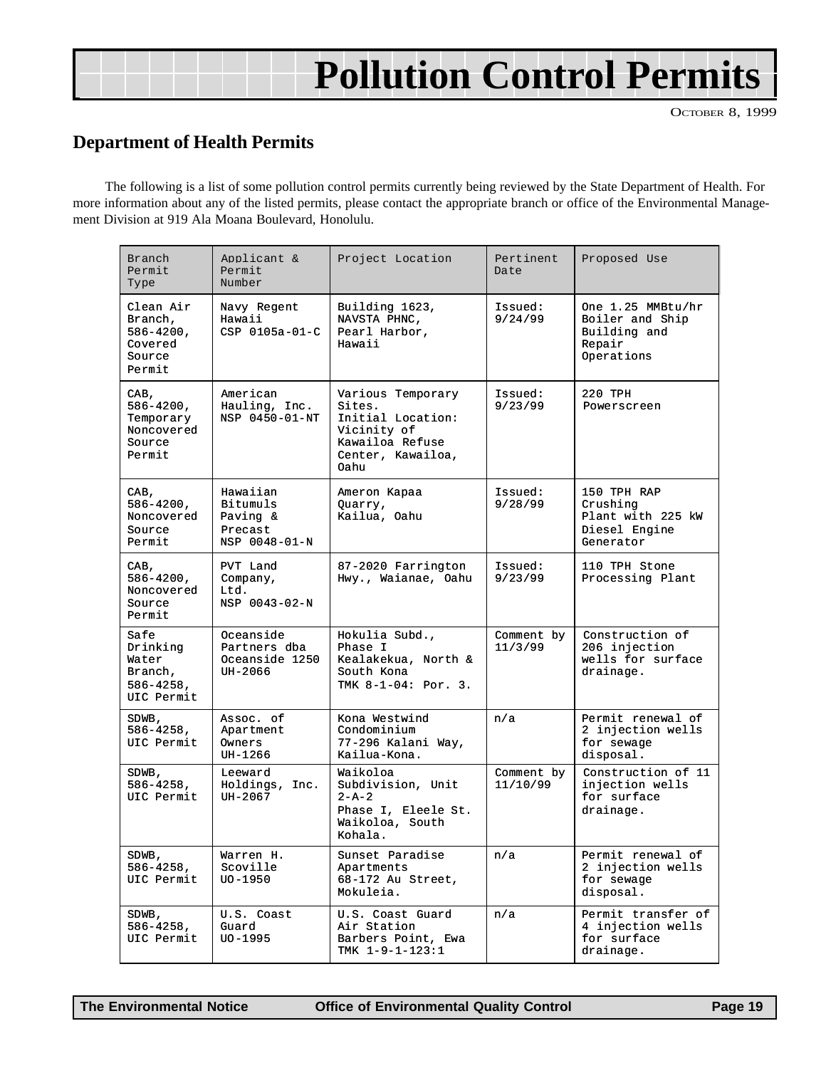# Pollution Control Permits

October 8, 1999

## Department of Health Permits

The following is a list of some pollution control permits currently being reviewed by the State Department of Health. For more information about any of the listed permits, please contact the appropriate branch or office of the Environmental Management Division at 919 Ala Moana Boulevard, Honolulu.

| Branch Permit Type | Applicant & Permit Number | Project Location | Pertinent Date | Proposed Use |
|---|---|---|---|---|
| Clean Air Branch, 586-4200, Covered Source Permit | Navy Regent Hawaii CSP 0105a-01-C | Building 1623, NAVSTA PHNC, Pearl Harbor, Hawaii | Issued: 9/24/99 | One 1.25 MMBtu/hr Boiler and Ship Building and Repair Operations |
| CAB, 586-4200, Temporary Noncovered Source Permit | American Hauling, Inc. NSP 0450-01-NT | Various Temporary Sites. Initial Location: Vicinity of Kawailoa Refuse Center, Kawailoa, Oahu | Issued: 9/23/99 | 220 TPH Powerscreen |
| CAB, 586-4200, Noncovered Source Permit | Hawaiian Bitumuls Paving & Precast NSP 0048-01-N | Ameron Kapaa Quarry, Kailua, Oahu | Issued: 9/28/99 | 150 TPH RAP Crushing Plant with 225 kW Diesel Engine Generator |
| CAB, 586-4200, Noncovered Source Permit | PVT Land Company, Ltd. NSP 0043-02-N | 87-2020 Farrington Hwy., Waianae, Oahu | Issued: 9/23/99 | 110 TPH Stone Processing Plant |
| Safe Drinking Water Branch, 586-4258, UIC Permit | Oceanside Partners dba Oceanside 1250 UH-2066 | Hokulia Subd., Phase I Kealakekua, North & South Kona TMK 8-1-04: Por. 3. | Comment by 11/3/99 | Construction of 206 injection wells for surface drainage. |
| SDWB, 586-4258, UIC Permit | Assoc. of Apartment Owners UH-1266 | Kona Westwind Condominium 77-296 Kalani Way, Kailua-Kona. | n/a | Permit renewal of 2 injection wells for sewage disposal. |
| SDWB, 586-4258, UIC Permit | Leeward Holdings, Inc. UH-2067 | Waikoloa Subdivision, Unit 2-A-2 Phase I, Eleele St. Waikoloa, South Kohala. | Comment by 11/10/99 | Construction of 11 injection wells for surface drainage. |
| SDWB, 586-4258, UIC Permit | Warren H. Scoville UO-1950 | Sunset Paradise Apartments 68-172 Au Street, Mokuleia. | n/a | Permit renewal of 2 injection wells for sewage disposal. |
| SDWB, 586-4258, UIC Permit | U.S. Coast Guard UO-1995 | U.S. Coast Guard Air Station Barbers Point, Ewa TMK 1-9-1-123:1 | n/a | Permit transfer of 4 injection wells for surface drainage. |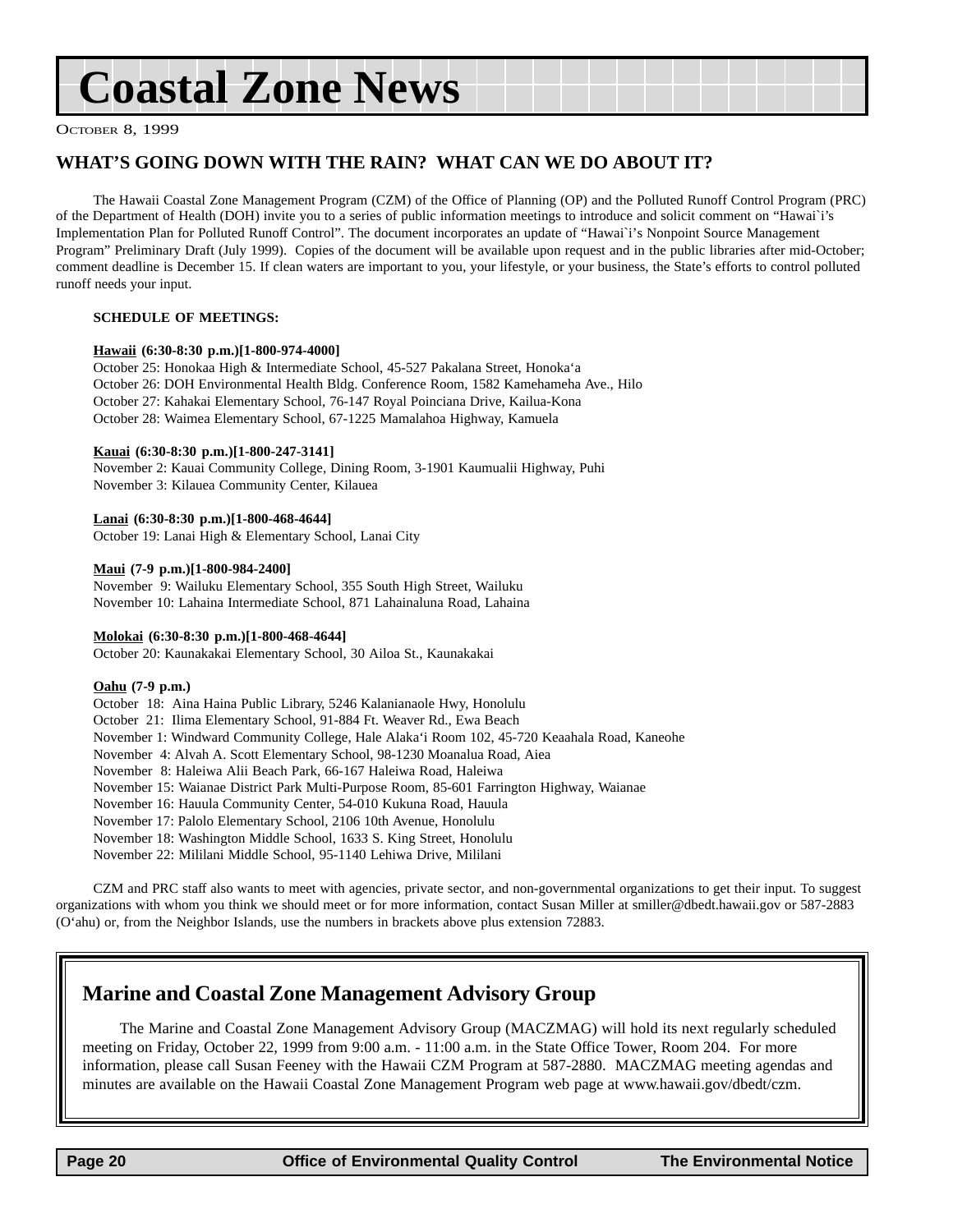# Coastal Zone News

October 8, 1999

## WHAT'S GOING DOWN WITH THE RAIN? WHAT CAN WE DO ABOUT IT?

The Hawaii Coastal Zone Management Program (CZM) of the Office of Planning (OP) and the Polluted Runoff Control Program (PRC) of the Department of Health (DOH) invite you to a series of public information meetings to introduce and solicit comment on "Hawai`i's Implementation Plan for Polluted Runoff Control". The document incorporates an update of "Hawai`i's Nonpoint Source Management Program" Preliminary Draft (July 1999). Copies of the document will be available upon request and in the public libraries after mid-October; comment deadline is December 15. If clean waters are important to you, your lifestyle, or your business, the State's efforts to control polluted runoff needs your input.

**SCHEDULE OF MEETINGS:**

**Hawaii (6:30-8:30 p.m.)[1-800-974-4000]**
October 25: Honokaa High & Intermediate School, 45-527 Pakalana Street, Honoka'a
October 26: DOH Environmental Health Bldg. Conference Room, 1582 Kamehameha Ave., Hilo
October 27: Kahakai Elementary School, 76-147 Royal Poinciana Drive, Kailua-Kona
October 28: Waimea Elementary School, 67-1225 Mamalahoa Highway, Kamuela

**Kauai (6:30-8:30 p.m.)[1-800-247-3141]**
November 2: Kauai Community College, Dining Room, 3-1901 Kaumualii Highway, Puhi
November 3: Kilauea Community Center, Kilauea

**Lanai (6:30-8:30 p.m.)[1-800-468-4644]**
October 19: Lanai High & Elementary School, Lanai City

**Maui (7-9 p.m.)[1-800-984-2400]**
November 9: Wailuku Elementary School, 355 South High Street, Wailuku
November 10: Lahaina Intermediate School, 871 Lahainaluna Road, Lahaina

**Molokai (6:30-8:30 p.m.)[1-800-468-4644]**
October 20: Kaunakakai Elementary School, 30 Ailoa St., Kaunakakai

**Oahu (7-9 p.m.)**
October 18: Aina Haina Public Library, 5246 Kalanianaole Hwy, Honolulu
October 21: Ilima Elementary School, 91-884 Ft. Weaver Rd., Ewa Beach
November 1: Windward Community College, Hale Alaka'i Room 102, 45-720 Keaahala Road, Kaneohe
November 4: Alvah A. Scott Elementary School, 98-1230 Moanalua Road, Aiea
November 8: Haleiwa Alii Beach Park, 66-167 Haleiwa Road, Haleiwa
November 15: Waianae District Park Multi-Purpose Room, 85-601 Farrington Highway, Waianae
November 16: Hauula Community Center, 54-010 Kukuna Road, Hauula
November 17: Palolo Elementary School, 2106 10th Avenue, Honolulu
November 18: Washington Middle School, 1633 S. King Street, Honolulu
November 22: Mililani Middle School, 95-1140 Lehiwa Drive, Mililani

CZM and PRC staff also wants to meet with agencies, private sector, and non-governmental organizations to get their input. To suggest organizations with whom you think we should meet or for more information, contact Susan Miller at smiller@dbedt.hawaii.gov or 587-2883 (O'ahu) or, from the Neighbor Islands, use the numbers in brackets above plus extension 72883.

## Marine and Coastal Zone Management Advisory Group

The Marine and Coastal Zone Management Advisory Group (MACZMAG) will hold its next regularly scheduled meeting on Friday, October 22, 1999 from 9:00 a.m. - 11:00 a.m. in the State Office Tower, Room 204. For more information, please call Susan Feeney with the Hawaii CZM Program at 587-2880. MACZMAG meeting agendas and minutes are available on the Hawaii Coastal Zone Management Program web page at www.hawaii.gov/dbedt/czm.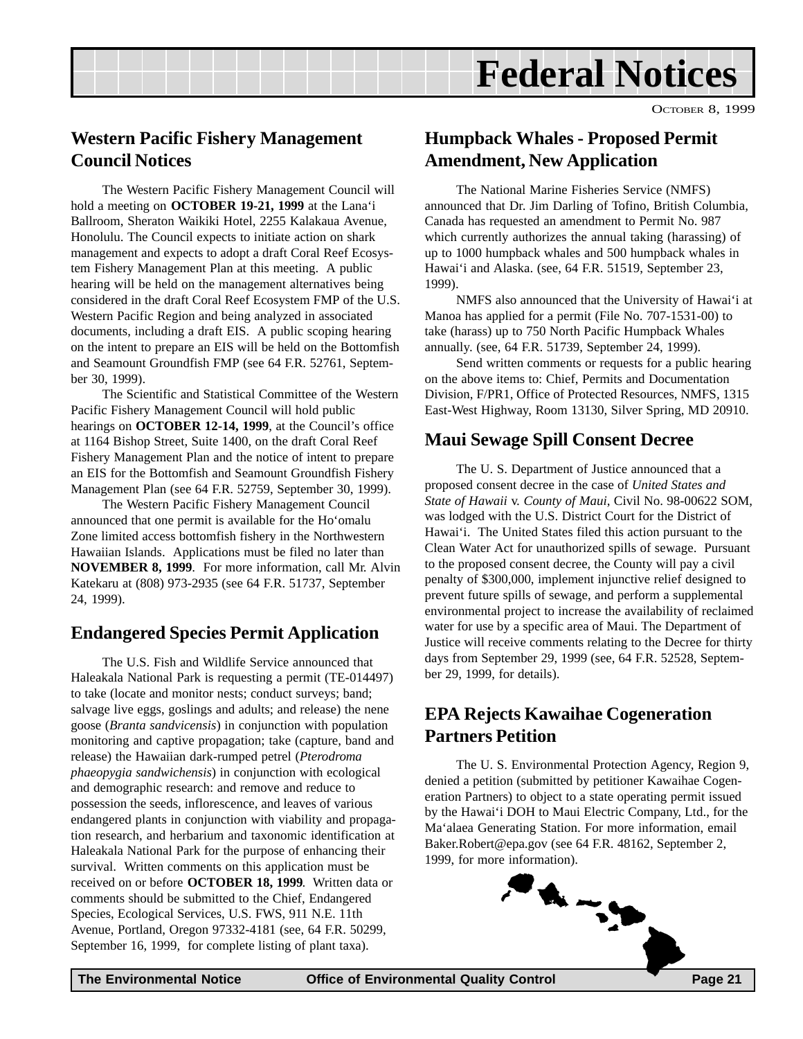# Federal Notices

OCTOBER 8, 1999

## Western Pacific Fishery Management Council Notices

The Western Pacific Fishery Management Council will hold a meeting on **OCTOBER 19-21, 1999** at the Lana'i Ballroom, Sheraton Waikiki Hotel, 2255 Kalakaua Avenue, Honolulu. The Council expects to initiate action on shark management and expects to adopt a draft Coral Reef Ecosystem Fishery Management Plan at this meeting. A public hearing will be held on the management alternatives being considered in the draft Coral Reef Ecosystem FMP of the U.S. Western Pacific Region and being analyzed in associated documents, including a draft EIS. A public scoping hearing on the intent to prepare an EIS will be held on the Bottomfish and Seamount Groundfish FMP (see 64 F.R. 52761, September 30, 1999).

The Scientific and Statistical Committee of the Western Pacific Fishery Management Council will hold public hearings on **OCTOBER 12-14, 1999**, at the Council's office at 1164 Bishop Street, Suite 1400, on the draft Coral Reef Fishery Management Plan and the notice of intent to prepare an EIS for the Bottomfish and Seamount Groundfish Fishery Management Plan (see 64 F.R. 52759, September 30, 1999).

The Western Pacific Fishery Management Council announced that one permit is available for the Ho'omalu Zone limited access bottomfish fishery in the Northwestern Hawaiian Islands. Applications must be filed no later than **NOVEMBER 8, 1999**. For more information, call Mr. Alvin Katekaru at (808) 973-2935 (see 64 F.R. 51737, September 24, 1999).

## Endangered Species Permit Application

The U.S. Fish and Wildlife Service announced that Haleakala National Park is requesting a permit (TE-014497) to take (locate and monitor nests; conduct surveys; band; salvage live eggs, goslings and adults; and release) the nene goose (*Branta sandvicensis*) in conjunction with population monitoring and captive propagation; take (capture, band and release) the Hawaiian dark-rumped petrel (*Pterodroma phaeopygia sandwichensis*) in conjunction with ecological and demographic research: and remove and reduce to possession the seeds, inflorescence, and leaves of various endangered plants in conjunction with viability and propagation research, and herbarium and taxonomic identification at Haleakala National Park for the purpose of enhancing their survival. Written comments on this application must be received on or before **OCTOBER 18, 1999**. Written data or comments should be submitted to the Chief, Endangered Species, Ecological Services, U.S. FWS, 911 N.E. 11th Avenue, Portland, Oregon 97332-4181 (see, 64 F.R. 50299, September 16, 1999, for complete listing of plant taxa).

## Humpback Whales - Proposed Permit Amendment, New Application

The National Marine Fisheries Service (NMFS) announced that Dr. Jim Darling of Tofino, British Columbia, Canada has requested an amendment to Permit No. 987 which currently authorizes the annual taking (harassing) of up to 1000 humpback whales and 500 humpback whales in Hawai'i and Alaska. (see, 64 F.R. 51519, September 23, 1999).

NMFS also announced that the University of Hawai'i at Manoa has applied for a permit (File No. 707-1531-00) to take (harass) up to 750 North Pacific Humpback Whales annually. (see, 64 F.R. 51739, September 24, 1999).

Send written comments or requests for a public hearing on the above items to: Chief, Permits and Documentation Division, F/PR1, Office of Protected Resources, NMFS, 1315 East-West Highway, Room 13130, Silver Spring, MD 20910.

## Maui Sewage Spill Consent Decree

The U. S. Department of Justice announced that a proposed consent decree in the case of *United States and State of Hawaii* v. *County of Maui*, Civil No. 98-00622 SOM, was lodged with the U.S. District Court for the District of Hawai'i. The United States filed this action pursuant to the Clean Water Act for unauthorized spills of sewage. Pursuant to the proposed consent decree, the County will pay a civil penalty of $300,000, implement injunctive relief designed to prevent future spills of sewage, and perform a supplemental environmental project to increase the availability of reclaimed water for use by a specific area of Maui. The Department of Justice will receive comments relating to the Decree for thirty days from September 29, 1999 (see, 64 F.R. 52528, September 29, 1999, for details).

## EPA Rejects Kawaihae Cogeneration Partners Petition

The U. S. Environmental Protection Agency, Region 9, denied a petition (submitted by petitioner Kawaihae Cogeneration Partners) to object to a state operating permit issued by the Hawai'i DOH to Maui Electric Company, Ltd., for the Ma'alaea Generating Station. For more information, email Baker.Robert@epa.gov (see 64 F.R. 48162, September 2, 1999, for more information).